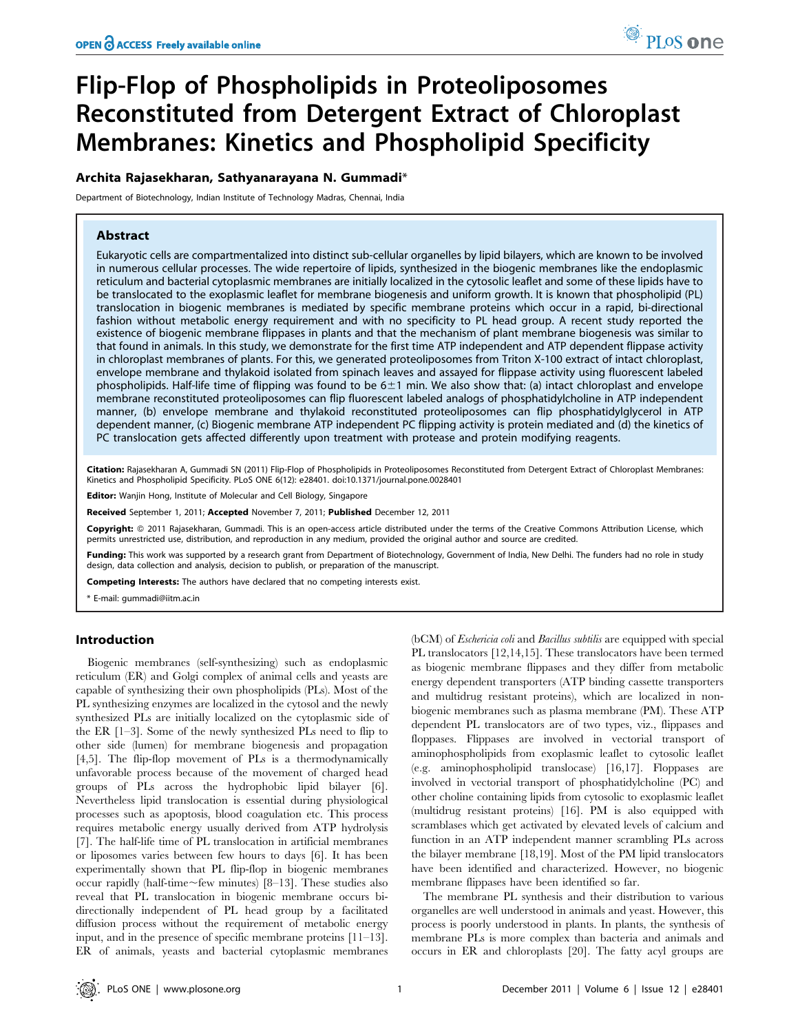# Flip-Flop of Phospholipids in Proteoliposomes Reconstituted from Detergent Extract of Chloroplast Membranes: Kinetics and Phospholipid Specificity

**Archita Rajasekharan, Sathyanarayana N. Gummadi***

Department of Biotechnology, Indian Institute of Technology Madras, Chennai, India

## Abstract

Eukaryotic cells are compartmentalized into distinct sub-cellular organelles by lipid bilayers, which are known to be involved in numerous cellular processes. The wide repertoire of lipids, synthesized in the biogenic membranes like the endoplasmic reticulum and bacterial cytoplasmic membranes are initially localized in the cytosolic leaflet and some of these lipids have to be translocated to the exoplasmic leaflet for membrane biogenesis and uniform growth. It is known that phospholipid (PL) translocation in biogenic membranes is mediated by specific membrane proteins which occur in a rapid, bi-directional fashion without metabolic energy requirement and with no specificity to PL head group. A recent study reported the existence of biogenic membrane flippases in plants and that the mechanism of plant membrane biogenesis was similar to that found in animals. In this study, we demonstrate for the first time ATP independent and ATP dependent flippase activity in chloroplast membranes of plants. For this, we generated proteoliposomes from Triton X-100 extract of intact chloroplast, envelope membrane and thylakoid isolated from spinach leaves and assayed for flippase activity using fluorescent labeled phospholipids. Half-life time of flipping was found to be 6±1 min. We also show that: (a) intact chloroplast and envelope membrane reconstituted proteoliposomes can flip fluorescent labeled analogs of phosphatidylcholine in ATP independent manner, (b) envelope membrane and thylakoid reconstituted proteoliposomes can flip phosphatidylglycerol in ATP dependent manner, (c) Biogenic membrane ATP independent PC flipping activity is protein mediated and (d) the kinetics of PC translocation gets affected differently upon treatment with protease and protein modifying reagents.

**Citation:** Rajasekharan A, Gummadi SN (2011) Flip-Flop of Phospholipids in Proteoliposomes Reconstituted from Detergent Extract of Chloroplast Membranes: Kinetics and Phospholipid Specificity. PLoS ONE 6(12): e28401. doi:10.1371/journal.pone.0028401

**Editor:** Wanjin Hong, Institute of Molecular and Cell Biology, Singapore

**Received** September 1, 2011; **Accepted** November 7, 2011; **Published** December 12, 2011

**Copyright:** © 2011 Rajasekharan, Gummadi. This is an open-access article distributed under the terms of the Creative Commons Attribution License, which permits unrestricted use, distribution, and reproduction in any medium, provided the original author and source are credited.

**Funding:** This work was supported by a research grant from Department of Biotechnology, Government of India, New Delhi. The funders had no role in study design, data collection and analysis, decision to publish, or preparation of the manuscript.

**Competing Interests:** The authors have declared that no competing interests exist.

\* E-mail: gummadi@iitm.ac.in

## Introduction

Biogenic membranes (self-synthesizing) such as endoplasmic reticulum (ER) and Golgi complex of animal cells and yeasts are capable of synthesizing their own phospholipids (PLs). Most of the PL synthesizing enzymes are localized in the cytosol and the newly synthesized PLs are initially localized on the cytoplasmic side of the ER [1–3]. Some of the newly synthesized PLs need to flip to other side (lumen) for membrane biogenesis and propagation [4,5]. The flip-flop movement of PLs is a thermodynamically unfavorable process because of the movement of charged head groups of PLs across the hydrophobic lipid bilayer [6]. Nevertheless lipid translocation is essential during physiological processes such as apoptosis, blood coagulation etc. This process requires metabolic energy usually derived from ATP hydrolysis [7]. The half-life time of PL translocation in artificial membranes or liposomes varies between few hours to days [6]. It has been experimentally shown that PL flip-flop in biogenic membranes occur rapidly (half-time~few minutes) [8–13]. These studies also reveal that PL translocation in biogenic membrane occurs bi-directionally independent of PL head group by a facilitated diffusion process without the requirement of metabolic energy input, and in the presence of specific membrane proteins [11–13]. ER of animals, yeasts and bacterial cytoplasmic membranes (bCM) of *Eschericia coli* and *Bacillus subtilis* are equipped with special PL translocators [12,14,15]. These translocators have been termed as biogenic membrane flippases and they differ from metabolic energy dependent transporters (ATP binding cassette transporters and multidrug resistant proteins), which are localized in non-biogenic membranes such as plasma membrane (PM). These ATP dependent PL translocators are of two types, viz., flippases and floppases. Flippases are involved in vectorial transport of aminophospholipids from exoplasmic leaflet to cytosolic leaflet (e.g. aminophospholipid translocase) [16,17]. Floppases are involved in vectorial transport of phosphatidylcholine (PC) and other choline containing lipids from cytosolic to exoplasmic leaflet (multidrug resistant proteins) [16]. PM is also equipped with scramblases which get activated by elevated levels of calcium and function in an ATP independent manner scrambling PLs across the bilayer membrane [18,19]. Most of the PM lipid translocators have been identified and characterized. However, no biogenic membrane flippases have been identified so far.

The membrane PL synthesis and their distribution to various organelles are well understood in animals and yeast. However, this process is poorly understood in plants. In plants, the synthesis of membrane PLs is more complex than bacteria and animals and occurs in ER and chloroplasts [20]. The fatty acyl groups are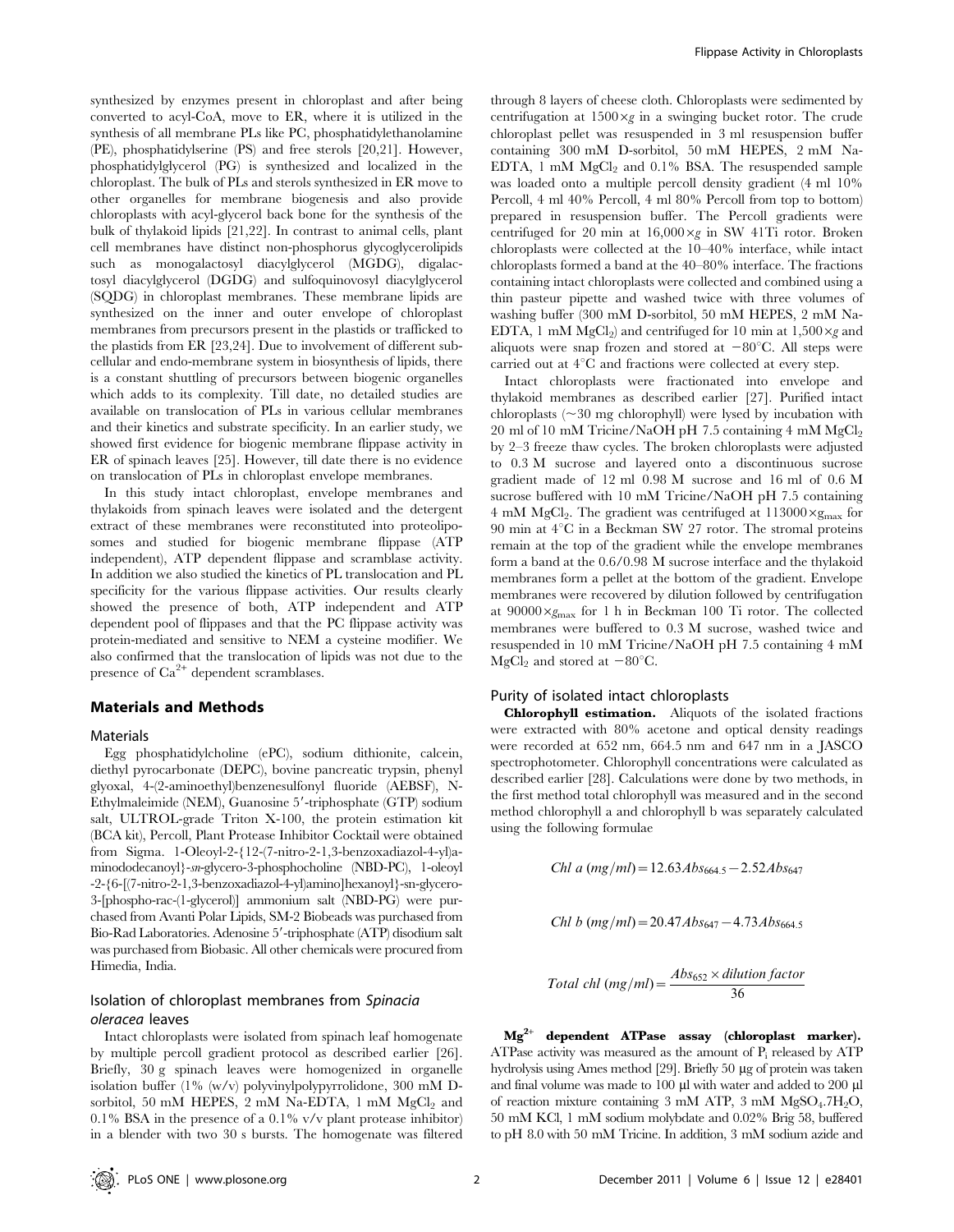synthesized by enzymes present in chloroplast and after being converted to acyl-CoA, move to ER, where it is utilized in the synthesis of all membrane PLs like PC, phosphatidylethanolamine (PE), phosphatidylserine (PS) and free sterols [20,21]. However, phosphatidylglycerol (PG) is synthesized and localized in the chloroplast. The bulk of PLs and sterols synthesized in ER move to other organelles for membrane biogenesis and also provide chloroplasts with acyl-glycerol back bone for the synthesis of the bulk of thylakoid lipids [21,22]. In contrast to animal cells, plant cell membranes have distinct non-phosphorus glycoglycerolipids such as monogalactosyl diacylglycerol (MGDG), digalactosyl diacylglycerol (DGDG) and sulfoquinovosyl diacylglycerol (SQDG) in chloroplast membranes. These membrane lipids are synthesized on the inner and outer envelope of chloroplast membranes from precursors present in the plastids or trafficked to the plastids from ER [23,24]. Due to involvement of different sub-cellular and endo-membrane system in biosynthesis of lipids, there is a constant shuttling of precursors between biogenic organelles which adds to its complexity. Till date, no detailed studies are available on translocation of PLs in various cellular membranes and their kinetics and substrate specificity. In an earlier study, we showed first evidence for biogenic membrane flippase activity in ER of spinach leaves [25]. However, till date there is no evidence on translocation of PLs in chloroplast envelope membranes.

In this study intact chloroplast, envelope membranes and thylakoids from spinach leaves were isolated and the detergent extract of these membranes were reconstituted into proteoliposomes and studied for biogenic membrane flippase (ATP independent), ATP dependent flippase and scramblase activity. In addition we also studied the kinetics of PL translocation and PL specificity for the various flippase activities. Our results clearly showed the presence of both, ATP independent and ATP dependent pool of flippases and that the PC flippase activity was protein-mediated and sensitive to NEM a cysteine modifier. We also confirmed that the translocation of lipids was not due to the presence of $Ca^{2+}$ dependent scramblases.

## Materials and Methods

### Materials

Egg phosphatidylcholine (ePC), sodium dithionite, calcein, diethyl pyrocarbonate (DEPC), bovine pancreatic trypsin, phenyl glyoxal, 4-(2-aminoethyl)benzenesulfonyl fluoride (AEBSF), N-Ethylmaleimide (NEM), Guanosine 5′-triphosphate (GTP) sodium salt, ULTROL-grade Triton X-100, the protein estimation kit (BCA kit), Percoll, Plant Protease Inhibitor Cocktail were obtained from Sigma. 1-Oleoyl-2-{12-(7-nitro-2-1,3-benzoxadiazol-4-yl)aminododecanoyl}-*sn*-glycero-3-phosphocholine (NBD-PC), 1-oleoyl -2-{6-[(7-nitro-2-1,3-benzoxadiazol-4-yl)amino]hexanoyl}-sn-glycero-3-[phospho-rac-(1-glycerol)] ammonium salt (NBD-PG) were purchased from Avanti Polar Lipids, SM-2 Biobeads was purchased from Bio-Rad Laboratories. Adenosine 5′-triphosphate (ATP) disodium salt was purchased from Biobasic. All other chemicals were procured from Himedia, India.

### Isolation of chloroplast membranes from *Spinacia oleracea* leaves

Intact chloroplasts were isolated from spinach leaf homogenate by multiple percoll gradient protocol as described earlier [26]. Briefly, 30 g spinach leaves were homogenized in organelle isolation buffer (1% (w/v) polyvinylpolypyrrolidone, 300 mM D-sorbitol, 50 mM HEPES, 2 mM Na-EDTA, 1 mM $MgCl_2$ and 0.1% BSA in the presence of a 0.1% v/v plant protease inhibitor) in a blender with two 30 s bursts. The homogenate was filtered through 8 layers of cheese cloth. Chloroplasts were sedimented by centrifugation at $1500\times g$ in a swinging bucket rotor. The crude chloroplast pellet was resuspended in 3 ml resuspension buffer containing 300 mM D-sorbitol, 50 mM HEPES, 2 mM Na-EDTA, 1 mM $MgCl_2$ and 0.1% BSA. The resuspended sample was loaded onto a multiple percoll density gradient (4 ml 10% Percoll, 4 ml 40% Percoll, 4 ml 80% Percoll from top to bottom) prepared in resuspension buffer. The Percoll gradients were centrifuged for 20 min at $16,000\times g$ in SW 41Ti rotor. Broken chloroplasts were collected at the 10–40% interface, while intact chloroplasts formed a band at the 40–80% interface. The fractions containing intact chloroplasts were collected and combined using a thin pasteur pipette and washed twice with three volumes of washing buffer (300 mM D-sorbitol, 50 mM HEPES, 2 mM Na-EDTA, 1 mM $MgCl_2$) and centrifuged for 10 min at $1,500\times g$ and aliquots were snap frozen and stored at $-80$°C. All steps were carried out at 4°C and fractions were collected at every step.

Intact chloroplasts were fractionated into envelope and thylakoid membranes as described earlier [27]. Purified intact chloroplasts (~30 mg chlorophyll) were lysed by incubation with 20 ml of 10 mM Tricine/NaOH pH 7.5 containing 4 mM $MgCl_2$ by 2–3 freeze thaw cycles. The broken chloroplasts were adjusted to 0.3 M sucrose and layered onto a discontinuous sucrose gradient made of 12 ml 0.98 M sucrose and 16 ml of 0.6 M sucrose buffered with 10 mM Tricine/NaOH pH 7.5 containing 4 mM $MgCl_2$. The gradient was centrifuged at $113000\times g_{max}$ for 90 min at 4°C in a Beckman SW 27 rotor. The stromal proteins remain at the top of the gradient while the envelope membranes form a band at the 0.6/0.98 M sucrose interface and the thylakoid membranes form a pellet at the bottom of the gradient. Envelope membranes were recovered by dilution followed by centrifugation at $90000\times g_{max}$ for 1 h in Beckman 100 Ti rotor. The collected membranes were buffered to 0.3 M sucrose, washed twice and resuspended in 10 mM Tricine/NaOH pH 7.5 containing 4 mM $MgCl_2$ and stored at $-80$°C.

### Purity of isolated intact chloroplasts

**Chlorophyll estimation.** Aliquots of the isolated fractions were extracted with 80% acetone and optical density readings were recorded at 652 nm, 664.5 nm and 647 nm in a JASCO spectrophotometer. Chlorophyll concentrations were calculated as described earlier [28]. Calculations were done by two methods, in the first method total chlorophyll was measured and in the second method chlorophyll a and chlorophyll b was separately calculated using the following formulae

$$Chl\ a\ (mg/ml) = 12.63 Abs_{664.5} - 2.52 Abs_{647}$$

$$Chl\ b\ (mg/ml) = 20.47 Abs_{647} - 4.73 Abs_{664.5}$$

$$Total\ chl\ (mg/ml) = \frac{Abs_{652} \times dilution\ factor}{36}$$

**$Mg^{2+}$ dependent ATPase assay (chloroplast marker).** ATPase activity was measured as the amount of $P_i$ released by ATP hydrolysis using Ames method [29]. Briefly 50 µg of protein was taken and final volume was made to 100 µl with water and added to 200 µl of reaction mixture containing 3 mM ATP, 3 mM $MgSO_4.7H_2O$, 50 mM KCl, 1 mM sodium molybdate and 0.02% Brig 58, buffered to pH 8.0 with 50 mM Tricine. In addition, 3 mM sodium azide and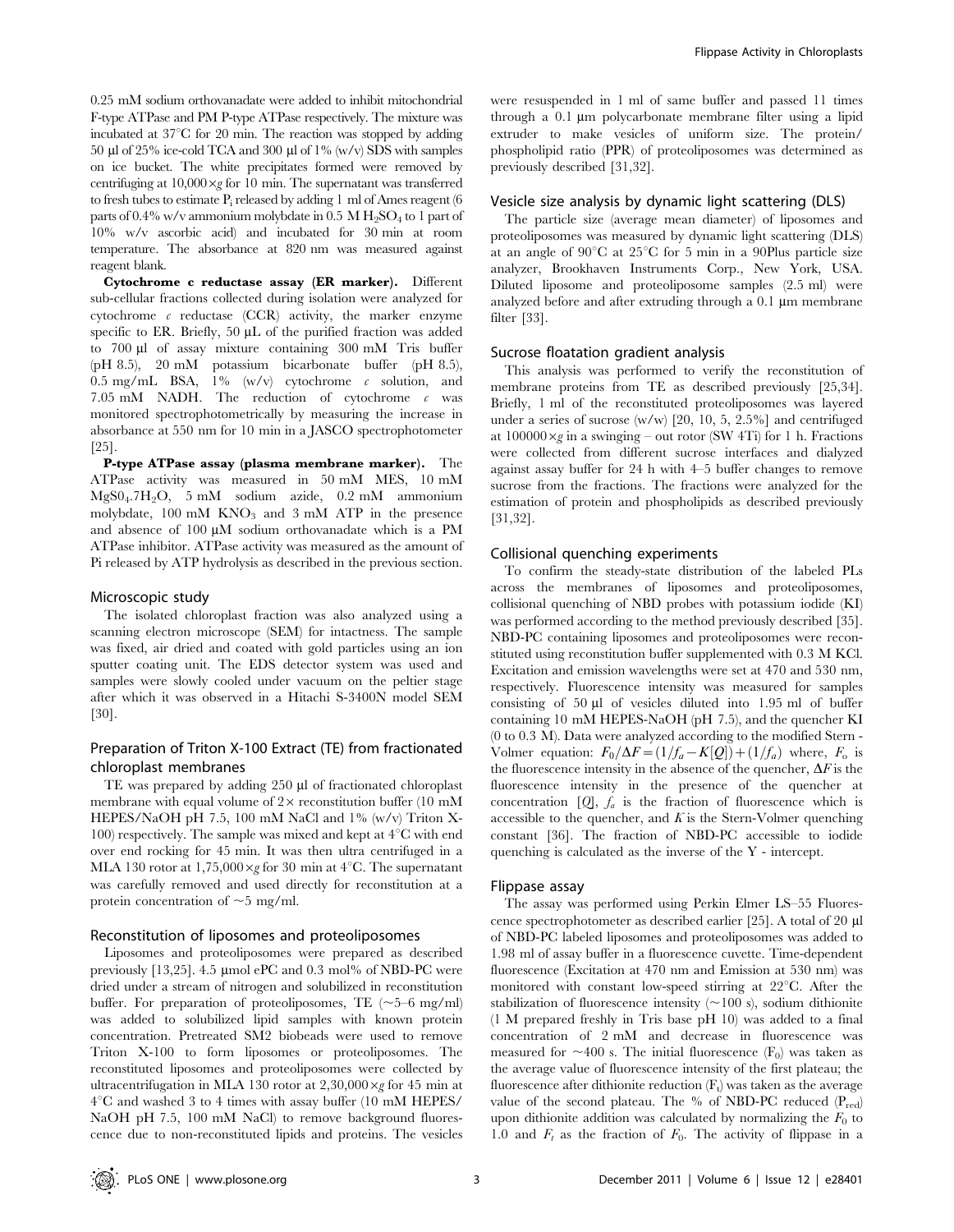0.25 mM sodium orthovanadate were added to inhibit mitochondrial F-type ATPase and PM P-type ATPase respectively. The mixture was incubated at 37°C for 20 min. The reaction was stopped by adding 50 µl of 25% ice-cold TCA and 300 µl of 1% (w/v) SDS with samples on ice bucket. The white precipitates formed were removed by centrifuging at 10,000×*g* for 10 min. The supernatant was transferred to fresh tubes to estimate $P_i$ released by adding 1 ml of Ames reagent (6 parts of 0.4% w/v ammonium molybdate in 0.5 M $H_2SO_4$ to 1 part of 10% w/v ascorbic acid) and incubated for 30 min at room temperature. The absorbance at 820 nm was measured against reagent blank.

**Cytochrome c reductase assay (ER marker).** Different sub-cellular fractions collected during isolation were analyzed for cytochrome *c* reductase (CCR) activity, the marker enzyme specific to ER. Briefly, 50 µL of the purified fraction was added to 700 µl of assay mixture containing 300 mM Tris buffer (pH 8.5), 20 mM potassium bicarbonate buffer (pH 8.5), 0.5 mg/mL BSA, 1% (w/v) cytochrome *c* solution, and 7.05 mM NADH. The reduction of cytochrome *c* was monitored spectrophotometrically by measuring the increase in absorbance at 550 nm for 10 min in a JASCO spectrophotometer [25].

**P-type ATPase assay (plasma membrane marker).** The ATPase activity was measured in 50 mM MES, 10 mM $MgS0_4.7H_2O$, 5 mM sodium azide, 0.2 mM ammonium molybdate, 100 mM $KNO_3$ and 3 mM ATP in the presence and absence of 100 µM sodium orthovanadate which is a PM ATPase inhibitor. ATPase activity was measured as the amount of Pi released by ATP hydrolysis as described in the previous section.

### Microscopic study

The isolated chloroplast fraction was also analyzed using a scanning electron microscope (SEM) for intactness. The sample was fixed, air dried and coated with gold particles using an ion sputter coating unit. The EDS detector system was used and samples were slowly cooled under vacuum on the peltier stage after which it was observed in a Hitachi S-3400N model SEM [30].

### Preparation of Triton X-100 Extract (TE) from fractionated chloroplast membranes

TE was prepared by adding 250 µl of fractionated chloroplast membrane with equal volume of 2× reconstitution buffer (10 mM HEPES/NaOH pH 7.5, 100 mM NaCl and 1% (w/v) Triton X-100) respectively. The sample was mixed and kept at 4°C with end over end rocking for 45 min. It was then ultra centrifuged in a MLA 130 rotor at 1,75,000×*g* for 30 min at 4°C. The supernatant was carefully removed and used directly for reconstitution at a protein concentration of ~5 mg/ml.

### Reconstitution of liposomes and proteoliposomes

Liposomes and proteoliposomes were prepared as described previously [13,25]. 4.5 µmol ePC and 0.3 mol% of NBD-PC were dried under a stream of nitrogen and solubilized in reconstitution buffer. For preparation of proteoliposomes, TE (~5–6 mg/ml) was added to solubilized lipid samples with known protein concentration. Pretreated SM2 biobeads were used to remove Triton X-100 to form liposomes or proteoliposomes. The reconstituted liposomes and proteoliposomes were collected by ultracentrifugation in MLA 130 rotor at 2,30,000×*g* for 45 min at 4°C and washed 3 to 4 times with assay buffer (10 mM HEPES/NaOH pH 7.5, 100 mM NaCl) to remove background fluorescence due to non-reconstituted lipids and proteins. The vesicles were resuspended in 1 ml of same buffer and passed 11 times through a 0.1 µm polycarbonate membrane filter using a lipid extruder to make vesicles of uniform size. The protein/phospholipid ratio (PPR) of proteoliposomes was determined as previously described [31,32].

### Vesicle size analysis by dynamic light scattering (DLS)

The particle size (average mean diameter) of liposomes and proteoliposomes was measured by dynamic light scattering (DLS) at an angle of 90°C at 25°C for 5 min in a 90Plus particle size analyzer, Brookhaven Instruments Corp., New York, USA. Diluted liposome and proteoliposome samples (2.5 ml) were analyzed before and after extruding through a 0.1 µm membrane filter [33].

### Sucrose floatation gradient analysis

This analysis was performed to verify the reconstitution of membrane proteins from TE as described previously [25,34]. Briefly, 1 ml of the reconstituted proteoliposomes was layered under a series of sucrose (w/w) [20, 10, 5, 2.5%] and centrifuged at 100000×*g* in a swinging – out rotor (SW 4Ti) for 1 h. Fractions were collected from different sucrose interfaces and dialyzed against assay buffer for 24 h with 4–5 buffer changes to remove sucrose from the fractions. The fractions were analyzed for the estimation of protein and phospholipids as described previously [31,32].

### Collisional quenching experiments

To confirm the steady-state distribution of the labeled PLs across the membranes of liposomes and proteoliposomes, collisional quenching of NBD probes with potassium iodide (KI) was performed according to the method previously described [35]. NBD-PC containing liposomes and proteoliposomes were reconstituted using reconstitution buffer supplemented with 0.3 M KCl. Excitation and emission wavelengths were set at 470 and 530 nm, respectively. Fluorescence intensity was measured for samples consisting of 50 µl of vesicles diluted into 1.95 ml of buffer containing 10 mM HEPES-NaOH (pH 7.5), and the quencher KI (0 to 0.3 M). Data were analyzed according to the modified Stern-Volmer equation: $F_0/\Delta F = (1/f_a - K[Q]) + (1/f_a)$ where, $F_o$ is the fluorescence intensity in the absence of the quencher, $\Delta F$ is the fluorescence intensity in the presence of the quencher at concentration $[Q]$, $f_a$ is the fraction of fluorescence which is accessible to the quencher, and $K$ is the Stern-Volmer quenching constant [36]. The fraction of NBD-PC accessible to iodide quenching is calculated as the inverse of the Y - intercept.

### Flippase assay

The assay was performed using Perkin Elmer LS–55 Fluorescence spectrophotometer as described earlier [25]. A total of 20 µl of NBD-PC labeled liposomes and proteoliposomes was added to 1.98 ml of assay buffer in a fluorescence cuvette. Time-dependent fluorescence (Excitation at 470 nm and Emission at 530 nm) was monitored with constant low-speed stirring at 22°C. After the stabilization of fluorescence intensity (~100 s), sodium dithionite (1 M prepared freshly in Tris base pH 10) was added to a final concentration of 2 mM and decrease in fluorescence was measured for ~400 s. The initial fluorescence ($F_0$) was taken as the average value of fluorescence intensity of the first plateau; the fluorescence after dithionite reduction ($F_t$) was taken as the average value of the second plateau. The % of NBD-PC reduced ($P_{red}$) upon dithionite addition was calculated by normalizing the $F_0$ to 1.0 and $F_t$ as the fraction of $F_0$. The activity of flippase in a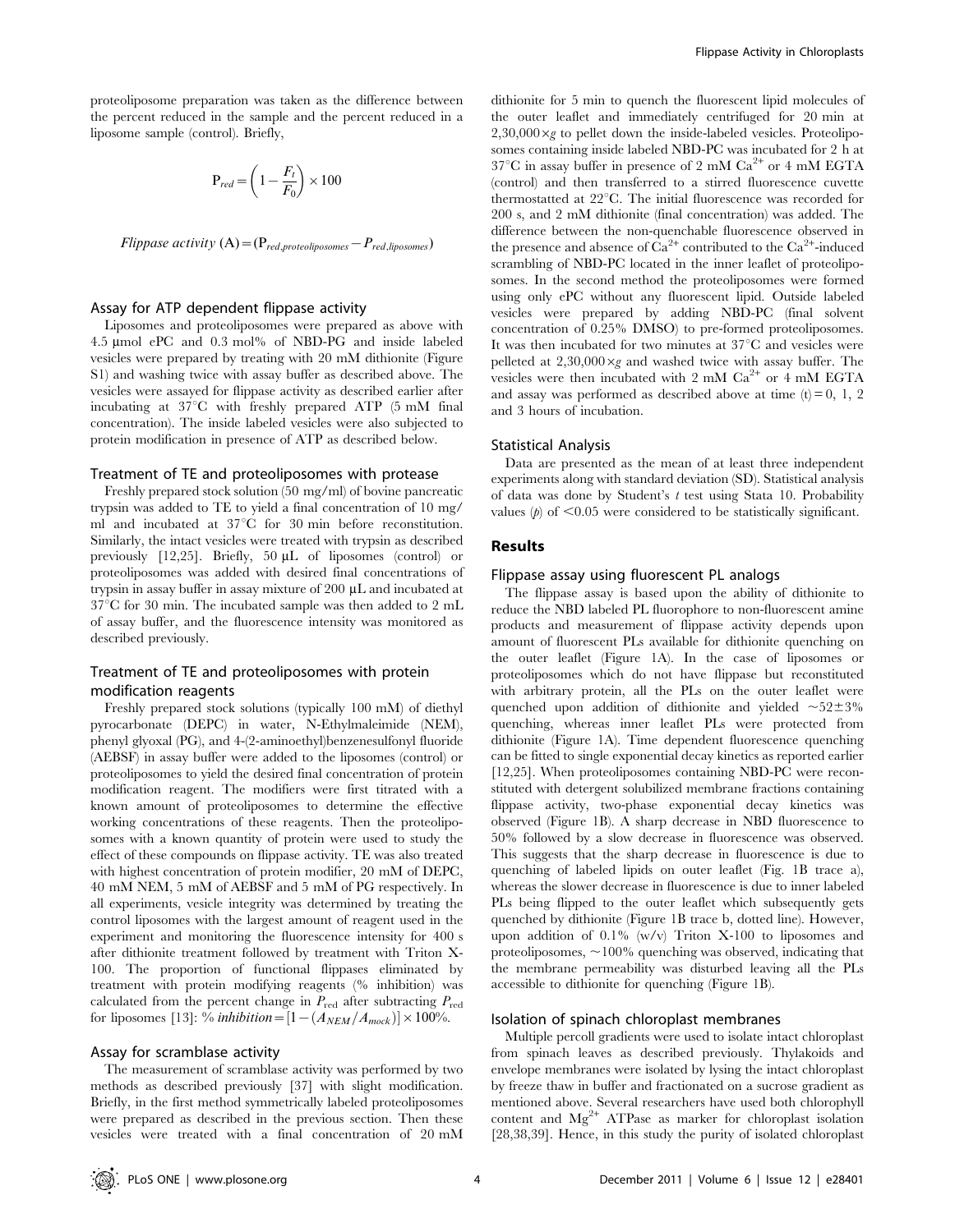proteoliposome preparation was taken as the difference between the percent reduced in the sample and the percent reduced in a liposome sample (control). Briefly,

$$P_{red} = \left(1 - \frac{F_t}{F_0}\right) \times 100$$

$$\textit{Flippase activity } (A) = (P_{red,proteoliposomes} - P_{red,liposomes})$$

### Assay for ATP dependent flippase activity

Liposomes and proteoliposomes were prepared as above with 4.5 µmol ePC and 0.3 mol% of NBD-PG and inside labeled vesicles were prepared by treating with 20 mM dithionite (Figure S1) and washing twice with assay buffer as described above. The vesicles were assayed for flippase activity as described earlier after incubating at 37°C with freshly prepared ATP (5 mM final concentration). The inside labeled vesicles were also subjected to protein modification in presence of ATP as described below.

### Treatment of TE and proteoliposomes with protease

Freshly prepared stock solution (50 mg/ml) of bovine pancreatic trypsin was added to TE to yield a final concentration of 10 mg/ml and incubated at 37°C for 30 min before reconstitution. Similarly, the intact vesicles were treated with trypsin as described previously [12,25]. Briefly, 50 µL of liposomes (control) or proteoliposomes was added with desired final concentrations of trypsin in assay buffer in assay mixture of 200 µL and incubated at 37°C for 30 min. The incubated sample was then added to 2 mL of assay buffer, and the fluorescence intensity was monitored as described previously.

### Treatment of TE and proteoliposomes with protein modification reagents

Freshly prepared stock solutions (typically 100 mM) of diethyl pyrocarbonate (DEPC) in water, N-Ethylmaleimide (NEM), phenyl glyoxal (PG), and 4-(2-aminoethyl)benzenesulfonyl fluoride (AEBSF) in assay buffer were added to the liposomes (control) or proteoliposomes to yield the desired final concentration of protein modification reagent. The modifiers were first titrated with a known amount of proteoliposomes to determine the effective working concentrations of these reagents. Then the proteoliposomes with a known quantity of protein were used to study the effect of these compounds on flippase activity. TE was also treated with highest concentration of protein modifier, 20 mM of DEPC, 40 mM NEM, 5 mM of AEBSF and 5 mM of PG respectively. In all experiments, vesicle integrity was determined by treating the control liposomes with the largest amount of reagent used in the experiment and monitoring the fluorescence intensity for 400 s after dithionite treatment followed by treatment with Triton X-100. The proportion of functional flippases eliminated by treatment with protein modifying reagents (% inhibition) was calculated from the percent change in $P_{red}$ after subtracting $P_{red}$ for liposomes [13]: $\% \, inhibition = [1-(A_{NEM}/A_{mock})] \times 100\%$.

### Assay for scramblase activity

The measurement of scramblase activity was performed by two methods as described previously [37] with slight modification. Briefly, in the first method symmetrically labeled proteoliposomes were prepared as described in the previous section. Then these vesicles were treated with a final concentration of 20 mM dithionite for 5 min to quench the fluorescent lipid molecules of the outer leaflet and immediately centrifuged for 20 min at $2{,}30{,}000 \times g$ to pellet down the inside-labeled vesicles. Proteoliposomes containing inside labeled NBD-PC was incubated for 2 h at 37°C in assay buffer in presence of 2 mM $Ca^{2+}$ or 4 mM EGTA (control) and then transferred to a stirred fluorescence cuvette thermostatted at 22°C. The initial fluorescence was recorded for 200 s, and 2 mM dithionite (final concentration) was added. The difference between the non-quenchable fluorescence observed in the presence and absence of $Ca^{2+}$ contributed to the $Ca^{2+}$-induced scrambling of NBD-PC located in the inner leaflet of proteoliposomes. In the second method the proteoliposomes were formed using only ePC without any fluorescent lipid. Outside labeled vesicles were prepared by adding NBD-PC (final solvent concentration of 0.25% DMSO) to pre-formed proteoliposomes. It was then incubated for two minutes at 37°C and vesicles were pelleted at $2{,}30{,}000 \times g$ and washed twice with assay buffer. The vesicles were then incubated with 2 mM $Ca^{2+}$ or 4 mM EGTA and assay was performed as described above at time (t) = 0, 1, 2 and 3 hours of incubation.

### Statistical Analysis

Data are presented as the mean of at least three independent experiments along with standard deviation (SD). Statistical analysis of data was done by Student's *t* test using Stata 10. Probability values (*p*) of $<0.05$ were considered to be statistically significant.

## Results

### Flippase assay using fluorescent PL analogs

The flippase assay is based upon the ability of dithionite to reduce the NBD labeled PL fluorophore to non-fluorescent amine products and measurement of flippase activity depends upon amount of fluorescent PLs available for dithionite quenching on the outer leaflet (Figure 1A). In the case of liposomes or proteoliposomes which do not have flippase but reconstituted with arbitrary protein, all the PLs on the outer leaflet were quenched upon addition of dithionite and yielded ~52±3% quenching, whereas inner leaflet PLs were protected from dithionite (Figure 1A). Time dependent fluorescence quenching can be fitted to single exponential decay kinetics as reported earlier [12,25]. When proteoliposomes containing NBD-PC were reconstituted with detergent solubilized membrane fractions containing flippase activity, two-phase exponential decay kinetics was observed (Figure 1B). A sharp decrease in NBD fluorescence to 50% followed by a slow decrease in fluorescence was observed. This suggests that the sharp decrease in fluorescence is due to quenching of labeled lipids on outer leaflet (Fig. 1B trace a), whereas the slower decrease in fluorescence is due to inner labeled PLs being flipped to the outer leaflet which subsequently gets quenched by dithionite (Figure 1B trace b, dotted line). However, upon addition of 0.1% (w/v) Triton X-100 to liposomes and proteoliposomes, ~100% quenching was observed, indicating that the membrane permeability was disturbed leaving all the PLs accessible to dithionite for quenching (Figure 1B).

### Isolation of spinach chloroplast membranes

Multiple percoll gradients were used to isolate intact chloroplast from spinach leaves as described previously. Thylakoids and envelope membranes were isolated by lysing the intact chloroplast by freeze thaw in buffer and fractionated on a sucrose gradient as mentioned above. Several researchers have used both chlorophyll content and $Mg^{2+}$ ATPase as marker for chloroplast isolation [28,38,39]. Hence, in this study the purity of isolated chloroplast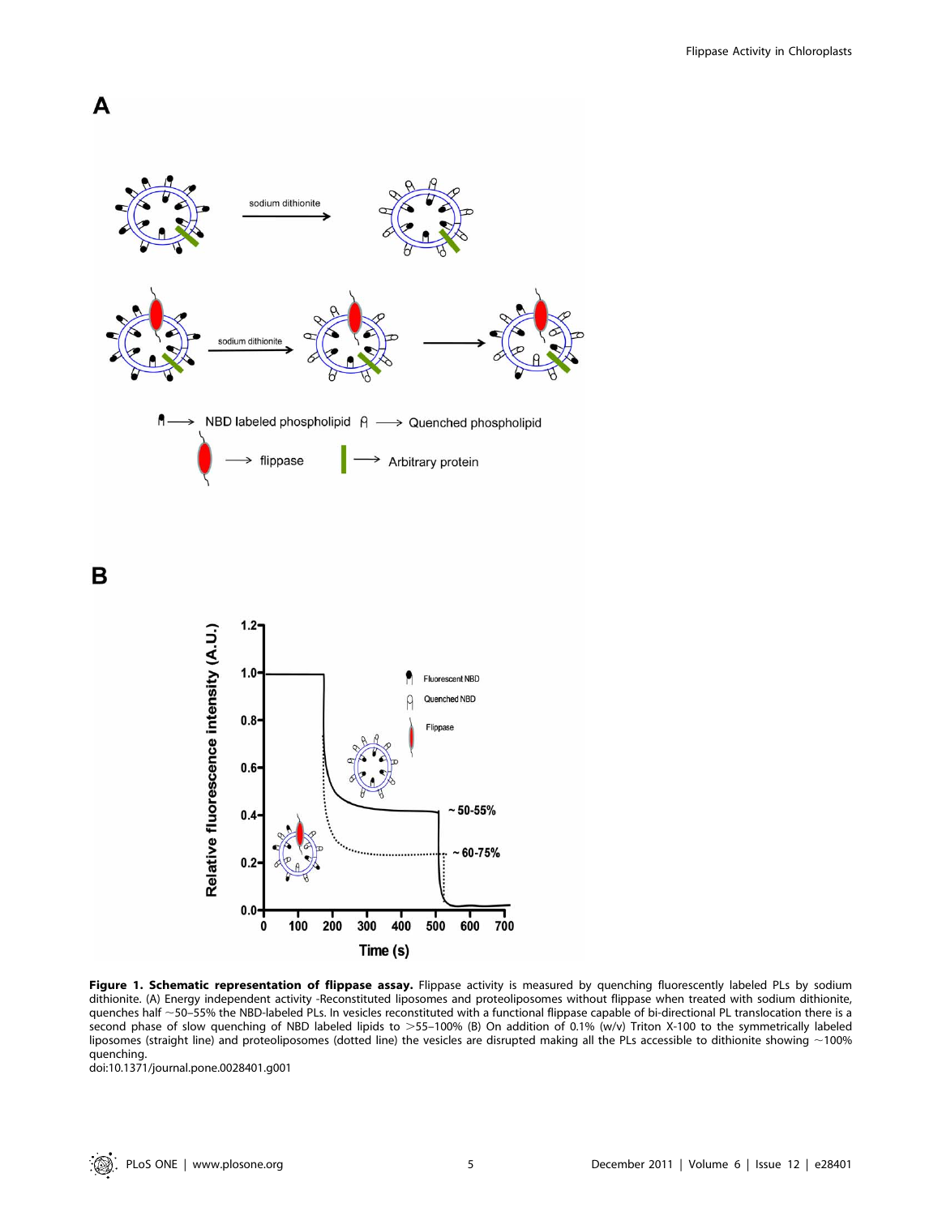**Figure 1. Schematic representation of flippase assay.** Flippase activity is measured by quenching fluorescently labeled PLs by sodium dithionite. (A) Energy independent activity -Reconstituted liposomes and proteoliposomes without flippase when treated with sodium dithionite, quenches half ~50–55% the NBD-labeled PLs. In vesicles reconstituted with a functional flippase capable of bi-directional PL translocation there is a second phase of slow quenching of NBD labeled lipids to >55–100% (B) On addition of 0.1% (w/v) Triton X-100 to the symmetrically labeled liposomes (straight line) and proteoliposomes (dotted line) the vesicles are disrupted making all the PLs accessible to dithionite showing ~100% quenching.

doi:10.1371/journal.pone.0028401.g001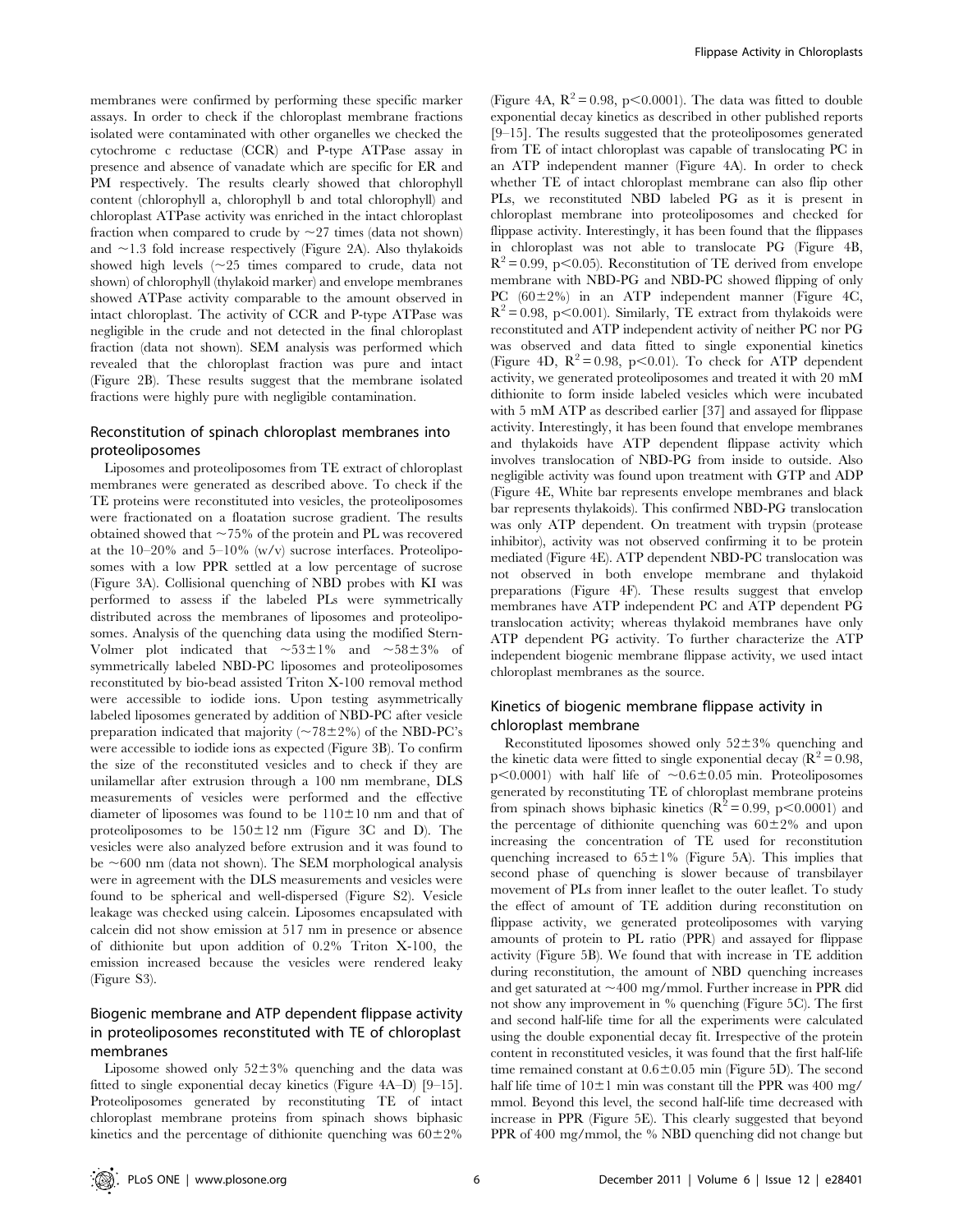membranes were confirmed by performing these specific marker assays. In order to check if the chloroplast membrane fractions isolated were contaminated with other organelles we checked the cytochrome c reductase (CCR) and P-type ATPase assay in presence and absence of vanadate which are specific for ER and PM respectively. The results clearly showed that chlorophyll content (chlorophyll a, chlorophyll b and total chlorophyll) and chloroplast ATPase activity was enriched in the intact chloroplast fraction when compared to crude by ~27 times (data not shown) and ~1.3 fold increase respectively (Figure 2A). Also thylakoids showed high levels (~25 times compared to crude, data not shown) of chlorophyll (thylakoid marker) and envelope membranes showed ATPase activity comparable to the amount observed in intact chloroplast. The activity of CCR and P-type ATPase was negligible in the crude and not detected in the final chloroplast fraction (data not shown). SEM analysis was performed which revealed that the chloroplast fraction was pure and intact (Figure 2B). These results suggest that the membrane isolated fractions were highly pure with negligible contamination.

## Reconstitution of spinach chloroplast membranes into proteoliposomes

Liposomes and proteoliposomes from TE extract of chloroplast membranes were generated as described above. To check if the TE proteins were reconstituted into vesicles, the proteoliposomes were fractionated on a floatation sucrose gradient. The results obtained showed that ~75% of the protein and PL was recovered at the 10–20% and 5–10% (w/v) sucrose interfaces. Proteoliposomes with a low PPR settled at a low percentage of sucrose (Figure 3A). Collisional quenching of NBD probes with KI was performed to assess if the labeled PLs were symmetrically distributed across the membranes of liposomes and proteoliposomes. Analysis of the quenching data using the modified Stern-Volmer plot indicated that ~53±1% and ~58±3% of symmetrically labeled NBD-PC liposomes and proteoliposomes reconstituted by bio-bead assisted Triton X-100 removal method were accessible to iodide ions. Upon testing asymmetrically labeled liposomes generated by addition of NBD-PC after vesicle preparation indicated that majority (~78±2%) of the NBD-PC's were accessible to iodide ions as expected (Figure 3B). To confirm the size of the reconstituted vesicles and to check if they are unilamellar after extrusion through a 100 nm membrane, DLS measurements of vesicles were performed and the effective diameter of liposomes was found to be 110±10 nm and that of proteoliposomes to be 150±12 nm (Figure 3C and D). The vesicles were also analyzed before extrusion and it was found to be ~600 nm (data not shown). The SEM morphological analysis were in agreement with the DLS measurements and vesicles were found to be spherical and well-dispersed (Figure S2). Vesicle leakage was checked using calcein. Liposomes encapsulated with calcein did not show emission at 517 nm in presence or absence of dithionite but upon addition of 0.2% Triton X-100, the emission increased because the vesicles were rendered leaky (Figure S3).

## Biogenic membrane and ATP dependent flippase activity in proteoliposomes reconstituted with TE of chloroplast membranes

Liposome showed only 52±3% quenching and the data was fitted to single exponential decay kinetics (Figure 4A–D) [9–15]. Proteoliposomes generated by reconstituting TE of intact chloroplast membrane proteins from spinach shows biphasic kinetics and the percentage of dithionite quenching was 60±2% (Figure 4A, $R^2 = 0.98$, $p < 0.0001$). The data was fitted to double exponential decay kinetics as described in other published reports [9–15]. The results suggested that the proteoliposomes generated from TE of intact chloroplast was capable of translocating PC in an ATP independent manner (Figure 4A). In order to check whether TE of intact chloroplast membrane can also flip other PLs, we reconstituted NBD labeled PG as it is present in chloroplast membrane into proteoliposomes and checked for flippase activity. Interestingly, it has been found that the flippases in chloroplast was not able to translocate PG (Figure 4B, $R^2 = 0.99$, $p < 0.05$). Reconstitution of TE derived from envelope membrane with NBD-PG and NBD-PC showed flipping of only PC (60±2%) in an ATP independent manner (Figure 4C, $R^2 = 0.98$, $p < 0.001$). Similarly, TE extract from thylakoids were reconstituted and ATP independent activity of neither PC nor PG was observed and data fitted to single exponential kinetics (Figure 4D, $R^2 = 0.98$, $p < 0.01$). To check for ATP dependent activity, we generated proteoliposomes and treated it with 20 mM dithionite to form inside labeled vesicles which were incubated with 5 mM ATP as described earlier [37] and assayed for flippase activity. Interestingly, it has been found that envelope membranes and thylakoids have ATP dependent flippase activity which involves translocation of NBD-PG from inside to outside. Also negligible activity was found upon treatment with GTP and ADP (Figure 4E, White bar represents envelope membranes and black bar represents thylakoids). This confirmed NBD-PG translocation was only ATP dependent. On treatment with trypsin (protease inhibitor), activity was not observed confirming it to be protein mediated (Figure 4E). ATP dependent NBD-PC translocation was not observed in both envelope membrane and thylakoid preparations (Figure 4F). These results suggest that envelop membranes have ATP independent PC and ATP dependent PG translocation activity; whereas thylakoid membranes have only ATP dependent PG activity. To further characterize the ATP independent biogenic membrane flippase activity, we used intact chloroplast membranes as the source.

## Kinetics of biogenic membrane flippase activity in chloroplast membrane

Reconstituted liposomes showed only 52±3% quenching and the kinetic data were fitted to single exponential decay ($R^2 = 0.98$, $p < 0.0001$) with half life of ~0.6±0.05 min. Proteoliposomes generated by reconstituting TE of chloroplast membrane proteins from spinach shows biphasic kinetics ($R^2 = 0.99$, $p < 0.0001$) and the percentage of dithionite quenching was 60±2% and upon increasing the concentration of TE used for reconstitution quenching increased to 65±1% (Figure 5A). This implies that second phase of quenching is slower because of transbilayer movement of PLs from inner leaflet to the outer leaflet. To study the effect of amount of TE addition during reconstitution on flippase activity, we generated proteoliposomes with varying amounts of protein to PL ratio (PPR) and assayed for flippase activity (Figure 5B). We found that with increase in TE addition during reconstitution, the amount of NBD quenching increases and get saturated at ~400 mg/mmol. Further increase in PPR did not show any improvement in % quenching (Figure 5C). The first and second half-life time for all the experiments were calculated using the double exponential decay fit. Irrespective of the protein content in reconstituted vesicles, it was found that the first half-life time remained constant at 0.6±0.05 min (Figure 5D). The second half life time of 10±1 min was constant till the PPR was 400 mg/mmol. Beyond this level, the second half-life time decreased with increase in PPR (Figure 5E). This clearly suggested that beyond PPR of 400 mg/mmol, the % NBD quenching did not change but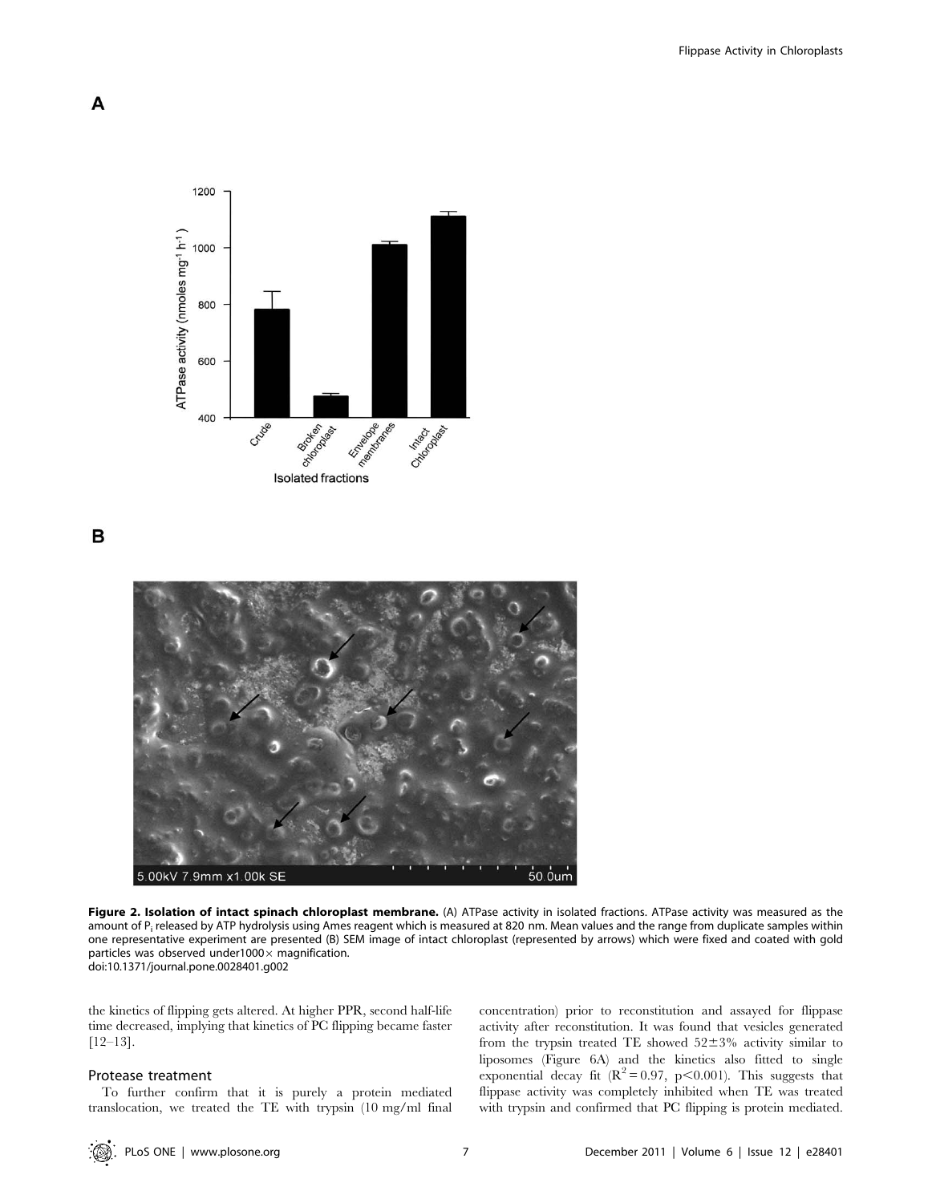**Figure 2. Isolation of intact spinach chloroplast membrane.** (A) ATPase activity in isolated fractions. ATPase activity was measured as the amount of $P_i$ released by ATP hydrolysis using Ames reagent which is measured at 820 nm. Mean values and the range from duplicate samples within one representative experiment are presented (B) SEM image of intact chloroplast (represented by arrows) which were fixed and coated with gold particles was observed under1000× magnification.
doi:10.1371/journal.pone.0028401.g002

the kinetics of flipping gets altered. At higher PPR, second half-life time decreased, implying that kinetics of PC flipping became faster [12–13].

### Protease treatment

To further confirm that it is purely a protein mediated translocation, we treated the TE with trypsin (10 mg/ml final concentration) prior to reconstitution and assayed for flippase activity after reconstitution. It was found that vesicles generated from the trypsin treated TE showed 52±3% activity similar to liposomes (Figure 6A) and the kinetics also fitted to single exponential decay fit ($R^2 = 0.97$, $p < 0.001$). This suggests that flippase activity was completely inhibited when TE was treated with trypsin and confirmed that PC flipping is protein mediated.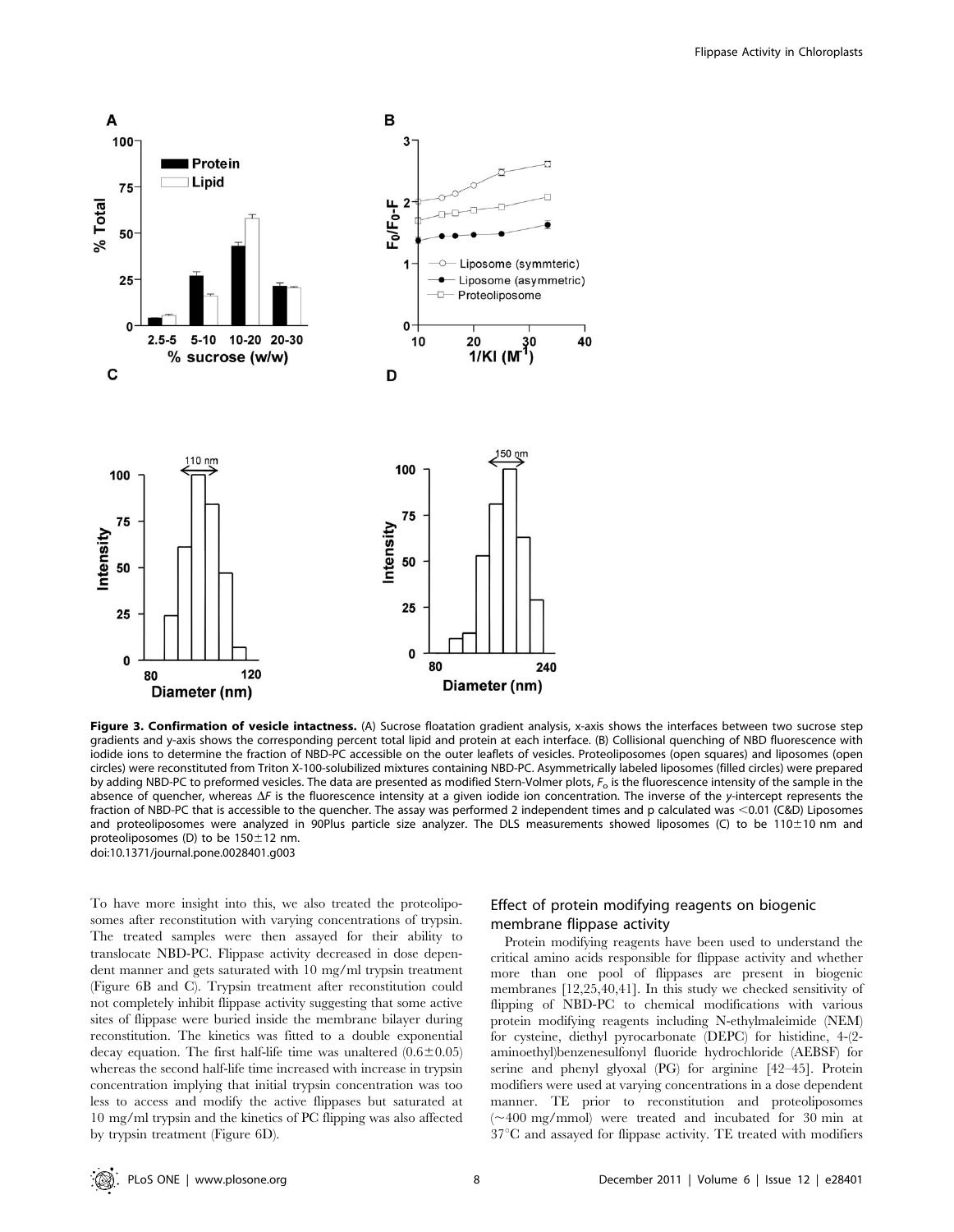**Figure 3. Confirmation of vesicle intactness.** (A) Sucrose floatation gradient analysis, x-axis shows the interfaces between two sucrose step gradients and y-axis shows the corresponding percent total lipid and protein at each interface. (B) Collisional quenching of NBD fluorescence with iodide ions to determine the fraction of NBD-PC accessible on the outer leaflets of vesicles. Proteoliposomes (open squares) and liposomes (open circles) were reconstituted from Triton X-100-solubilized mixtures containing NBD-PC. Asymmetrically labeled liposomes (filled circles) were prepared by adding NBD-PC to preformed vesicles. The data are presented as modified Stern-Volmer plots, $F_o$ is the fluorescence intensity of the sample in the absence of quencher, whereas $\Delta F$ is the fluorescence intensity at a given iodide ion concentration. The inverse of the *y*-intercept represents the fraction of NBD-PC that is accessible to the quencher. The assay was performed 2 independent times and p calculated was <0.01 (C&D) Liposomes and proteoliposomes were analyzed in 90Plus particle size analyzer. The DLS measurements showed liposomes (C) to be 110±10 nm and proteoliposomes (D) to be 150±12 nm.
doi:10.1371/journal.pone.0028401.g003

To have more insight into this, we also treated the proteoliposomes after reconstitution with varying concentrations of trypsin. The treated samples were then assayed for their ability to translocate NBD-PC. Flippase activity decreased in dose dependent manner and gets saturated with 10 mg/ml trypsin treatment (Figure 6B and C). Trypsin treatment after reconstitution could not completely inhibit flippase activity suggesting that some active sites of flippase were buried inside the membrane bilayer during reconstitution. The kinetics was fitted to a double exponential decay equation. The first half-life time was unaltered (0.6±0.05) whereas the second half-life time increased with increase in trypsin concentration implying that initial trypsin concentration was too less to access and modify the active flippases but saturated at 10 mg/ml trypsin and the kinetics of PC flipping was also affected by trypsin treatment (Figure 6D).

## Effect of protein modifying reagents on biogenic membrane flippase activity

Protein modifying reagents have been used to understand the critical amino acids responsible for flippase activity and whether more than one pool of flippases are present in biogenic membranes [12,25,40,41]. In this study we checked sensitivity of flipping of NBD-PC to chemical modifications with various protein modifying reagents including N-ethylmaleimide (NEM) for cysteine, diethyl pyrocarbonate (DEPC) for histidine, 4-(2-aminoethyl)benzenesulfonyl fluoride hydrochloride (AEBSF) for serine and phenyl glyoxal (PG) for arginine [42–45]. Protein modifiers were used at varying concentrations in a dose dependent manner. TE prior to reconstitution and proteoliposomes (~400 mg/mmol) were treated and incubated for 30 min at 37°C and assayed for flippase activity. TE treated with modifiers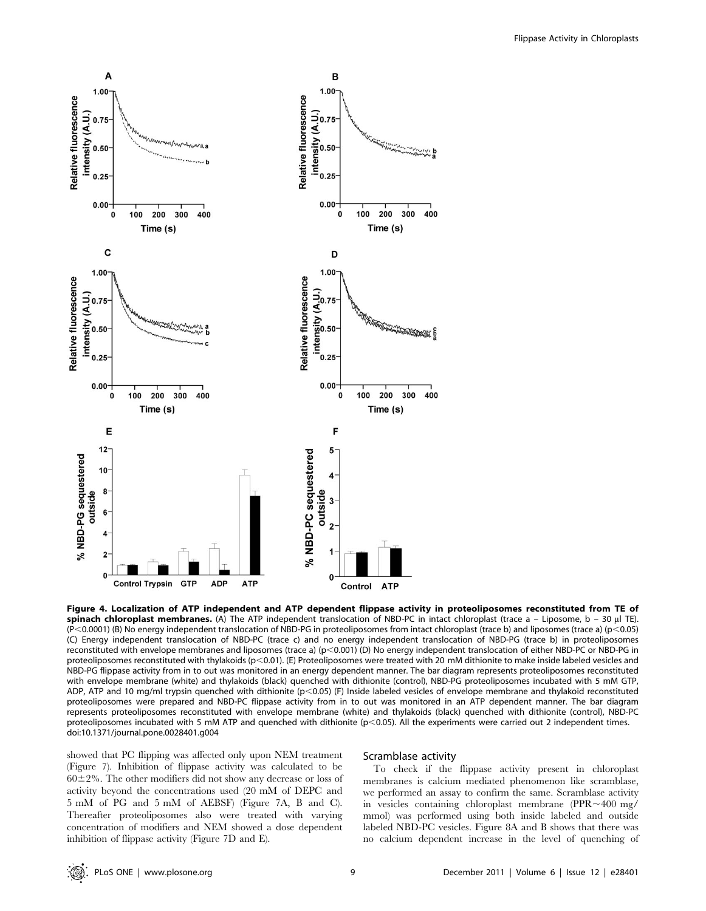**Figure 4. Localization of ATP independent and ATP dependent flippase activity in proteoliposomes reconstituted from TE of spinach chloroplast membranes.** (A) The ATP independent translocation of NBD-PC in intact chloroplast (trace a – Liposome, b – 30 µl TE). ($P<0.0001$) (B) No energy independent translocation of NBD-PG in proteoliposomes from intact chloroplast (trace b) and liposomes (trace a) ($p<0.05$) (C) Energy independent translocation of NBD-PC (trace c) and no energy independent translocation of NBD-PG (trace b) in proteoliposomes reconstituted with envelope membranes and liposomes (trace a) ($p<0.001$) (D) No energy independent translocation of either NBD-PC or NBD-PG in proteoliposomes reconstituted with thylakoids ($p<0.01$). (E) Proteoliposomes were treated with 20 mM dithionite to make inside labeled vesicles and NBD-PG flippase activity from in to out was monitored in an energy dependent manner. The bar diagram represents proteoliposomes reconstituted with envelope membrane (white) and thylakoids (black) quenched with dithionite (control), NBD-PG proteoliposomes incubated with 5 mM GTP, ADP, ATP and 10 mg/ml trypsin quenched with dithionite ($p<0.05$) (F) Inside labeled vesicles of envelope membrane and thylakoid reconstituted proteoliposomes were prepared and NBD-PC flippase activity from in to out was monitored in an ATP dependent manner. The bar diagram represents proteoliposomes reconstituted with envelope membrane (white) and thylakoids (black) quenched with dithionite (control), NBD-PC proteoliposomes incubated with 5 mM ATP and quenched with dithionite ($p<0.05$). All the experiments were carried out 2 independent times.
doi:10.1371/journal.pone.0028401.g004

showed that PC flipping was affected only upon NEM treatment (Figure 7). Inhibition of flippase activity was calculated to be $60\pm2\%$. The other modifiers did not show any decrease or loss of activity beyond the concentrations used (20 mM of DEPC and 5 mM of PG and 5 mM of AEBSF) (Figure 7A, B and C). Thereafter proteoliposomes also were treated with varying concentration of modifiers and NEM showed a dose dependent inhibition of flippase activity (Figure 7D and E).

### Scramblase activity

To check if the flippase activity present in chloroplast membranes is calcium mediated phenomenon like scramblase, we performed an assay to confirm the same. Scramblase activity in vesicles containing chloroplast membrane (PPR$\sim$400 mg/mmol) was performed using both inside labeled and outside labeled NBD-PC vesicles. Figure 8A and B shows that there was no calcium dependent increase in the level of quenching of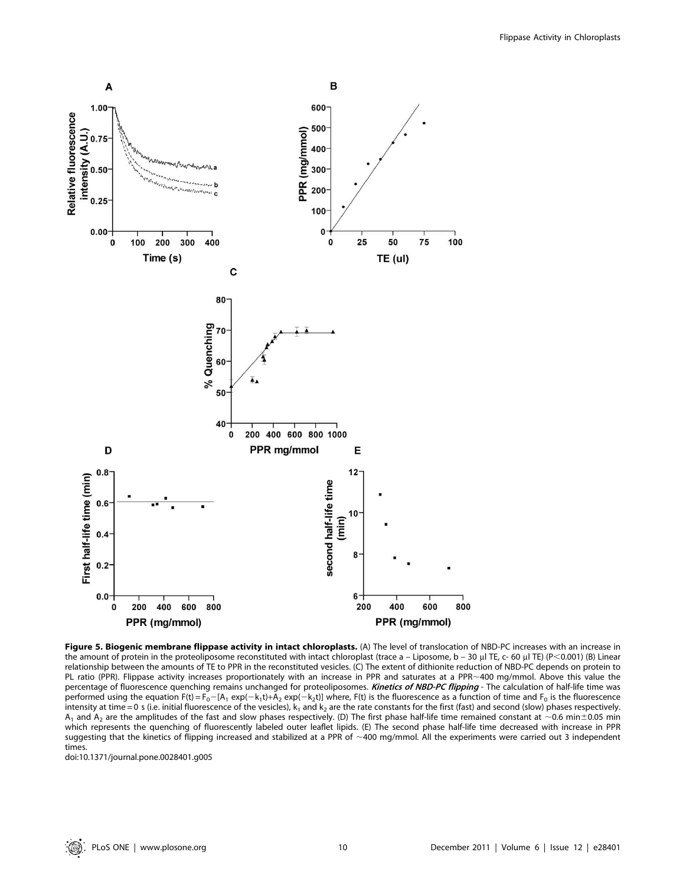**Figure 5. Biogenic membrane flippase activity in intact chloroplasts.** (A) The level of translocation of NBD-PC increases with an increase in the amount of protein in the proteoliposome reconstituted with intact chloroplast (trace a – Liposome, b – 30 µl TE, c- 60 µl TE) ($P<0.001$) (B) Linear relationship between the amounts of TE to PPR in the reconstituted vesicles. (C) The extent of dithionite reduction of NBD-PC depends on protein to PL ratio (PPR). Flippase activity increases proportionately with an increase in PPR and saturates at a PPR~400 mg/mmol. Above this value the percentage of fluorescence quenching remains unchanged for proteoliposomes. ***Kinetics of NBD-PC flipping*** - The calculation of half-life time was performed using the equation $F(t) = F_0 - [A_1 \exp(-k_1 t) + A_2 \exp(-k_2 t)]$ where, $F(t)$ is the fluorescence as a function of time and $F_0$ is the fluorescence intensity at time = 0 s (i.e. initial fluorescence of the vesicles), $k_1$ and $k_2$ are the rate constants for the first (fast) and second (slow) phases respectively. $A_1$ and $A_2$ are the amplitudes of the fast and slow phases respectively. (D) The first phase half-life time remained constant at ~0.6 min±0.05 min which represents the quenching of fluorescently labeled outer leaflet lipids. (E) The second phase half-life time decreased with increase in PPR suggesting that the kinetics of flipping increased and stabilized at a PPR of ~400 mg/mmol. All the experiments were carried out 3 independent times.

doi:10.1371/journal.pone.0028401.g005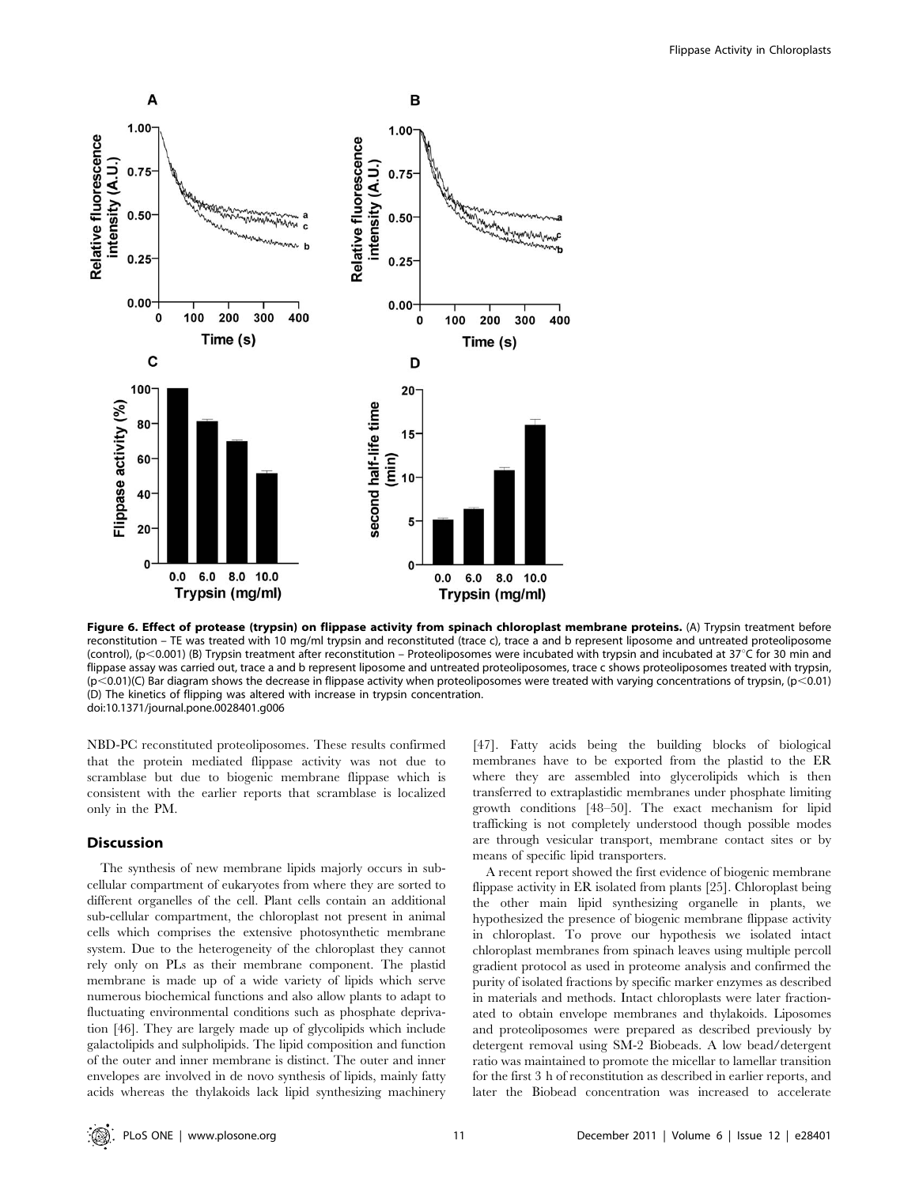**Figure 6. Effect of protease (trypsin) on flippase activity from spinach chloroplast membrane proteins.** (A) Trypsin treatment before reconstitution – TE was treated with 10 mg/ml trypsin and reconstituted (trace c), trace a and b represent liposome and untreated proteoliposome (control), ($p < 0.001$) (B) Trypsin treatment after reconstitution – Proteoliposomes were incubated with trypsin and incubated at 37°C for 30 min and flippase assay was carried out, trace a and b represent liposome and untreated proteoliposomes, trace c shows proteoliposomes treated with trypsin, ($p < 0.01$)(C) Bar diagram shows the decrease in flippase activity when proteoliposomes were treated with varying concentrations of trypsin, ($p < 0.01$) (D) The kinetics of flipping was altered with increase in trypsin concentration.
doi:10.1371/journal.pone.0028401.g006

NBD-PC reconstituted proteoliposomes. These results confirmed that the protein mediated flippase activity was not due to scramblase but due to biogenic membrane flippase which is consistent with the earlier reports that scramblase is localized only in the PM.

## Discussion

The synthesis of new membrane lipids majorly occurs in sub-cellular compartment of eukaryotes from where they are sorted to different organelles of the cell. Plant cells contain an additional sub-cellular compartment, the chloroplast not present in animal cells which comprises the extensive photosynthetic membrane system. Due to the heterogeneity of the chloroplast they cannot rely only on PLs as their membrane component. The plastid membrane is made up of a wide variety of lipids which serve numerous biochemical functions and also allow plants to adapt to fluctuating environmental conditions such as phosphate deprivation [46]. They are largely made up of glycolipids which include galactolipids and sulpholipids. The lipid composition and function of the outer and inner membrane is distinct. The outer and inner envelopes are involved in de novo synthesis of lipids, mainly fatty acids whereas the thylakoids lack lipid synthesizing machinery [47]. Fatty acids being the building blocks of biological membranes have to be exported from the plastid to the ER where they are assembled into glycerolipids which is then transferred to extraplastidic membranes under phosphate limiting growth conditions [48–50]. The exact mechanism for lipid trafficking is not completely understood though possible modes are through vesicular transport, membrane contact sites or by means of specific lipid transporters.

A recent report showed the first evidence of biogenic membrane flippase activity in ER isolated from plants [25]. Chloroplast being the other main lipid synthesizing organelle in plants, we hypothesized the presence of biogenic membrane flippase activity in chloroplast. To prove our hypothesis we isolated intact chloroplast membranes from spinach leaves using multiple percoll gradient protocol as used in proteome analysis and confirmed the purity of isolated fractions by specific marker enzymes as described in materials and methods. Intact chloroplasts were later fractionated to obtain envelope membranes and thylakoids. Liposomes and proteoliposomes were prepared as described previously by detergent removal using SM-2 Biobeads. A low bead/detergent ratio was maintained to promote the micellar to lamellar transition for the first 3 h of reconstitution as described in earlier reports, and later the Biobead concentration was increased to accelerate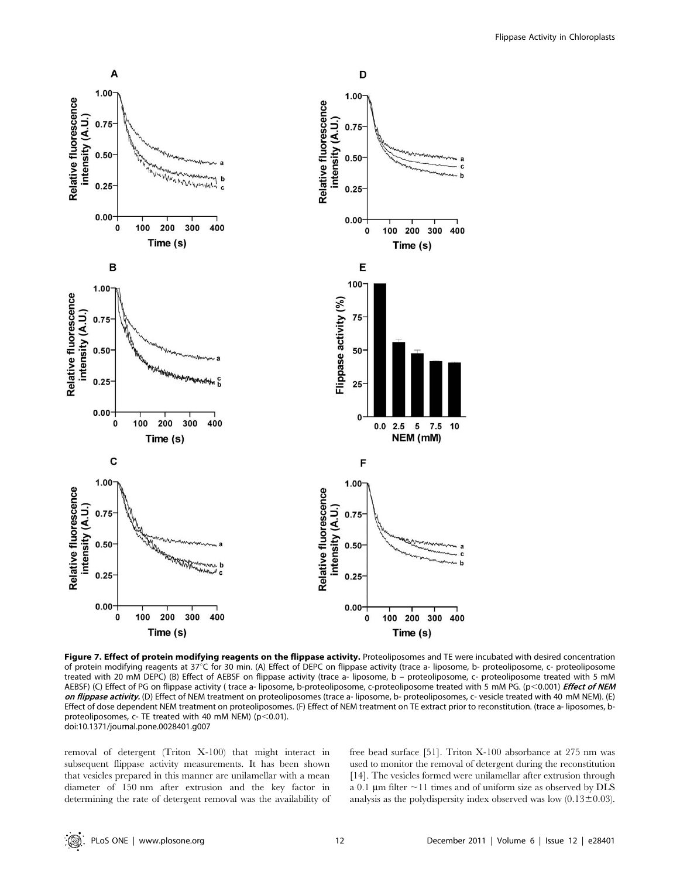**Figure 7. Effect of protein modifying reagents on the flippase activity.** Proteoliposomes and TE were incubated with desired concentration of protein modifying reagents at 37°C for 30 min. (A) Effect of DEPC on flippase activity (trace a- liposome, b- proteoliposome, c- proteoliposome treated with 20 mM DEPC) (B) Effect of AEBSF on flippase activity (trace a- liposome, b – proteoliposome, c- proteoliposome treated with 5 mM AEBSF) (C) Effect of PG on flippase activity ( trace a- liposome, b-proteoliposome, c-proteoliposome treated with 5 mM PG. ($p<0.001$) ***Effect of NEM on flippase activity.*** (D) Effect of NEM treatment on proteoliposomes (trace a- liposome, b- proteoliposomes, c- vesicle treated with 40 mM NEM). (E) Effect of dose dependent NEM treatment on proteoliposomes. (F) Effect of NEM treatment on TE extract prior to reconstitution. (trace a- liposomes, b- proteoliposomes, c- TE treated with 40 mM NEM) ($p<0.01$).
doi:10.1371/journal.pone.0028401.g007

removal of detergent (Triton X-100) that might interact in subsequent flippase activity measurements. It has been shown that vesicles prepared in this manner are unilamellar with a mean diameter of 150 nm after extrusion and the key factor in determining the rate of detergent removal was the availability of free bead surface [51]. Triton X-100 absorbance at 275 nm was used to monitor the removal of detergent during the reconstitution [14]. The vesicles formed were unilamellar after extrusion through a 0.1 µm filter ~11 times and of uniform size as observed by DLS analysis as the polydispersity index observed was low ($0.13\pm0.03$).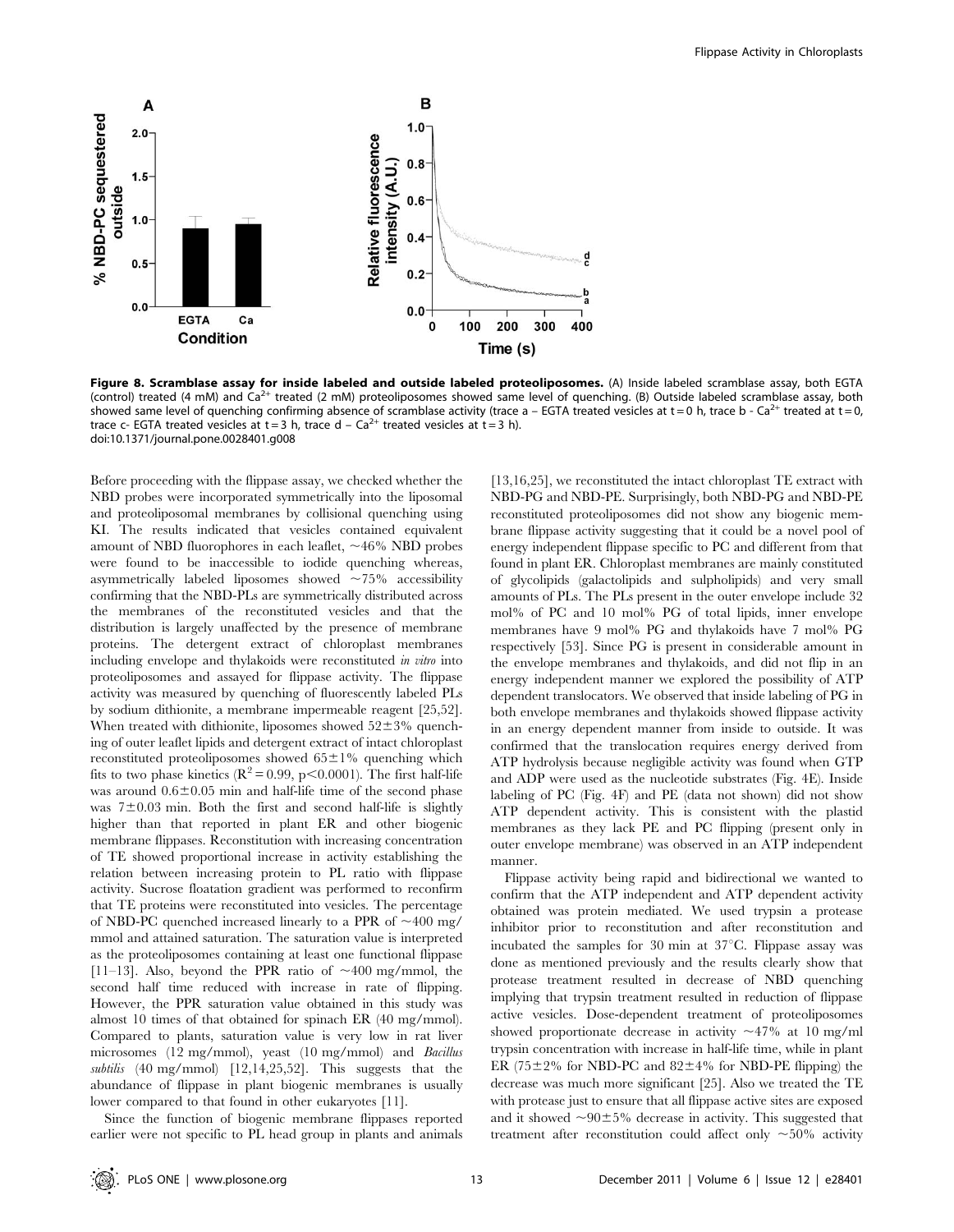**Figure 8. Scramblase assay for inside labeled and outside labeled proteoliposomes.** (A) Inside labeled scramblase assay, both EGTA (control) treated (4 mM) and $Ca^{2+}$ treated (2 mM) proteoliposomes showed same level of quenching. (B) Outside labeled scramblase assay, both showed same level of quenching confirming absence of scramblase activity (trace a – EGTA treated vesicles at t = 0 h, trace b - $Ca^{2+}$ treated at t = 0, trace c- EGTA treated vesicles at t = 3 h, trace d – $Ca^{2+}$ treated vesicles at t = 3 h).
doi:10.1371/journal.pone.0028401.g008

Before proceeding with the flippase assay, we checked whether the NBD probes were incorporated symmetrically into the liposomal and proteoliposomal membranes by collisional quenching using KI. The results indicated that vesicles contained equivalent amount of NBD fluorophores in each leaflet, ~46% NBD probes were found to be inaccessible to iodide quenching whereas, asymmetrically labeled liposomes showed ~75% accessibility confirming that the NBD-PLs are symmetrically distributed across the membranes of the reconstituted vesicles and that the distribution is largely unaffected by the presence of membrane proteins. The detergent extract of chloroplast membranes including envelope and thylakoids were reconstituted *in vitro* into proteoliposomes and assayed for flippase activity. The flippase activity was measured by quenching of fluorescently labeled PLs by sodium dithionite, a membrane impermeable reagent [25,52]. When treated with dithionite, liposomes showed 52±3% quenching of outer leaflet lipids and detergent extract of intact chloroplast reconstituted proteoliposomes showed 65±1% quenching which fits to two phase kinetics ($R^2 = 0.99$, $p<0.0001$). The first half-life was around 0.6±0.05 min and half-life time of the second phase was 7±0.03 min. Both the first and second half-life is slightly higher than that reported in plant ER and other biogenic membrane flippases. Reconstitution with increasing concentration of TE showed proportional increase in activity establishing the relation between increasing protein to PL ratio with flippase activity. Sucrose floatation gradient was performed to reconfirm that TE proteins were reconstituted into vesicles. The percentage of NBD-PC quenched increased linearly to a PPR of ~400 mg/mmol and attained saturation. The saturation value is interpreted as the proteoliposomes containing at least one functional flippase [11–13]. Also, beyond the PPR ratio of ~400 mg/mmol, the second half time reduced with increase in rate of flipping. However, the PPR saturation value obtained in this study was almost 10 times of that obtained for spinach ER (40 mg/mmol). Compared to plants, saturation value is very low in rat liver microsomes (12 mg/mmol), yeast (10 mg/mmol) and *Bacillus subtilis* (40 mg/mmol) [12,14,25,52]. This suggests that the abundance of flippase in plant biogenic membranes is usually lower compared to that found in other eukaryotes [11].

Since the function of biogenic membrane flippases reported earlier were not specific to PL head group in plants and animals [13,16,25], we reconstituted the intact chloroplast TE extract with NBD-PG and NBD-PE. Surprisingly, both NBD-PG and NBD-PE reconstituted proteoliposomes did not show any biogenic membrane flippase activity suggesting that it could be a novel pool of energy independent flippase specific to PC and different from that found in plant ER. Chloroplast membranes are mainly constituted of glycolipids (galactolipids and sulpholipids) and very small amounts of PLs. The PLs present in the outer envelope include 32 mol% of PC and 10 mol% PG of total lipids, inner envelope membranes have 9 mol% PG and thylakoids have 7 mol% PG respectively [53]. Since PG is present in considerable amount in the envelope membranes and thylakoids, and did not flip in an energy independent manner we explored the possibility of ATP dependent translocators. We observed that inside labeling of PG in both envelope membranes and thylakoids showed flippase activity in an energy dependent manner from inside to outside. It was confirmed that the translocation requires energy derived from ATP hydrolysis because negligible activity was found when GTP and ADP were used as the nucleotide substrates (Fig. 4E). Inside labeling of PC (Fig. 4F) and PE (data not shown) did not show ATP dependent activity. This is consistent with the plastid membranes as they lack PE and PC flipping (present only in outer envelope membrane) was observed in an ATP independent manner.

Flippase activity being rapid and bidirectional we wanted to confirm that the ATP independent and ATP dependent activity obtained was protein mediated. We used trypsin a protease inhibitor prior to reconstitution and after reconstitution and incubated the samples for 30 min at 37°C. Flippase assay was done as mentioned previously and the results clearly show that protease treatment resulted in decrease of NBD quenching implying that trypsin treatment resulted in reduction of flippase active vesicles. Dose-dependent treatment of proteoliposomes showed proportionate decrease in activity ~47% at 10 mg/ml trypsin concentration with increase in half-life time, while in plant ER (75±2% for NBD-PC and 82±4% for NBD-PE flipping) the decrease was much more significant [25]. Also we treated the TE with protease just to ensure that all flippase active sites are exposed and it showed ~90±5% decrease in activity. This suggested that treatment after reconstitution could affect only ~50% activity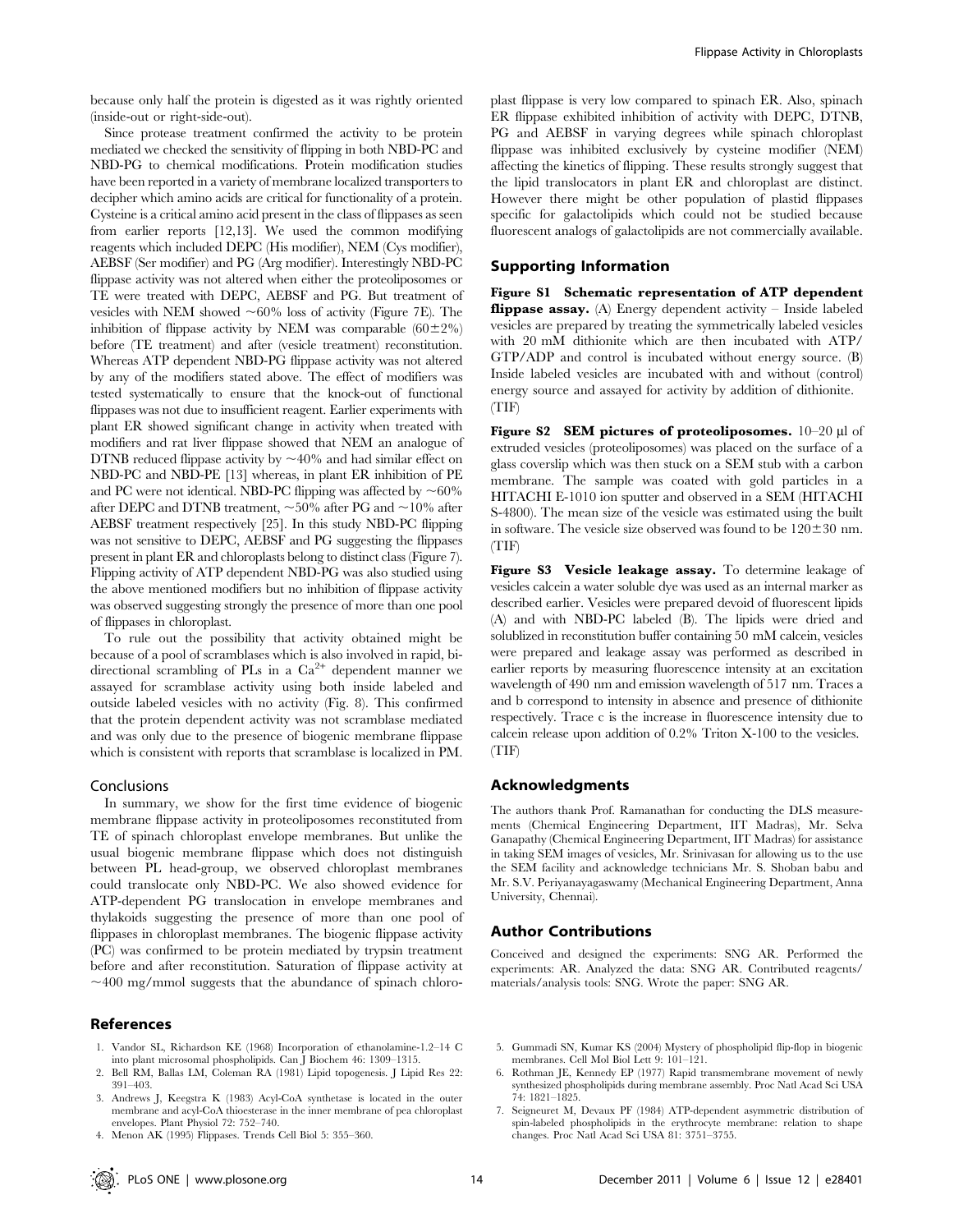because only half the protein is digested as it was rightly oriented (inside-out or right-side-out).

Since protease treatment confirmed the activity to be protein mediated we checked the sensitivity of flipping in both NBD-PC and NBD-PG to chemical modifications. Protein modification studies have been reported in a variety of membrane localized transporters to decipher which amino acids are critical for functionality of a protein. Cysteine is a critical amino acid present in the class of flippases as seen from earlier reports [12,13]. We used the common modifying reagents which included DEPC (His modifier), NEM (Cys modifier), AEBSF (Ser modifier) and PG (Arg modifier). Interestingly NBD-PC flippase activity was not altered when either the proteoliposomes or TE were treated with DEPC, AEBSF and PG. But treatment of vesicles with NEM showed ~60% loss of activity (Figure 7E). The inhibition of flippase activity by NEM was comparable (60±2%) before (TE treatment) and after (vesicle treatment) reconstitution. Whereas ATP dependent NBD-PG flippase activity was not altered by any of the modifiers stated above. The effect of modifiers was tested systematically to ensure that the knock-out of functional flippases was not due to insufficient reagent. Earlier experiments with plant ER showed significant change in activity when treated with modifiers and rat liver flippase showed that NEM an analogue of DTNB reduced flippase activity by ~40% and had similar effect on NBD-PC and NBD-PE [13] whereas, in plant ER inhibition of PE and PC were not identical. NBD-PC flipping was affected by ~60% after DEPC and DTNB treatment, ~50% after PG and ~10% after AEBSF treatment respectively [25]. In this study NBD-PC flipping was not sensitive to DEPC, AEBSF and PG suggesting the flippases present in plant ER and chloroplasts belong to distinct class (Figure 7). Flipping activity of ATP dependent NBD-PG was also studied using the above mentioned modifiers but no inhibition of flippase activity was observed suggesting strongly the presence of more than one pool of flippases in chloroplast.

To rule out the possibility that activity obtained might be because of a pool of scramblases which is also involved in rapid, bi-directional scrambling of PLs in a $Ca^{2+}$ dependent manner we assayed for scramblase activity using both inside labeled and outside labeled vesicles with no activity (Fig. 8). This confirmed that the protein dependent activity was not scramblase mediated and was only due to the presence of biogenic membrane flippase which is consistent with reports that scramblase is localized in PM.

## Conclusions

In summary, we show for the first time evidence of biogenic membrane flippase activity in proteoliposomes reconstituted from TE of spinach chloroplast envelope membranes. But unlike the usual biogenic membrane flippase which does not distinguish between PL head-group, we observed chloroplast membranes could translocate only NBD-PC. We also showed evidence for ATP-dependent PG translocation in envelope membranes and thylakoids suggesting the presence of more than one pool of flippases in chloroplast membranes. The biogenic flippase activity (PC) was confirmed to be protein mediated by trypsin treatment before and after reconstitution. Saturation of flippase activity at ~400 mg/mmol suggests that the abundance of spinach chloroplast flippase is very low compared to spinach ER. Also, spinach ER flippase exhibited inhibition of activity with DEPC, DTNB, PG and AEBSF in varying degrees while spinach chloroplast flippase was inhibited exclusively by cysteine modifier (NEM) affecting the kinetics of flipping. These results strongly suggest that the lipid translocators in plant ER and chloroplast are distinct. However there might be other population of plastid flippases specific for galactolipids which could not be studied because fluorescent analogs of galactolipids are not commercially available.

## Supporting Information

**Figure S1 Schematic representation of ATP dependent flippase assay.** (A) Energy dependent activity – Inside labeled vesicles are prepared by treating the symmetrically labeled vesicles with 20 mM dithionite which are then incubated with ATP/GTP/ADP and control is incubated without energy source. (B) Inside labeled vesicles are incubated with and without (control) energy source and assayed for activity by addition of dithionite. (TIF)

**Figure S2 SEM pictures of proteoliposomes.** 10–20 µl of extruded vesicles (proteoliposomes) was placed on the surface of a glass coverslip which was then stuck on a SEM stub with a carbon membrane. The sample was coated with gold particles in a HITACHI E-1010 ion sputter and observed in a SEM (HITACHI S-4800). The mean size of the vesicle was estimated using the built in software. The vesicle size observed was found to be 120±30 nm. (TIF)

**Figure S3 Vesicle leakage assay.** To determine leakage of vesicles calcein a water soluble dye was used as an internal marker as described earlier. Vesicles were prepared devoid of fluorescent lipids (A) and with NBD-PC labeled (B). The lipids were dried and solubilized in reconstitution buffer containing 50 mM calcein, vesicles were prepared and leakage assay was performed as described in earlier reports by measuring fluorescence intensity at an excitation wavelength of 490 nm and emission wavelength of 517 nm. Traces a and b correspond to intensity in absence and presence of dithionite respectively. Trace c is the increase in fluorescence intensity due to calcein release upon addition of 0.2% Triton X-100 to the vesicles. (TIF)

## Acknowledgments

The authors thank Prof. Ramanathan for conducting the DLS measurements (Chemical Engineering Department, IIT Madras), Mr. Selva Ganapathy (Chemical Engineering Department, IIT Madras) for assistance in taking SEM images of vesicles, Mr. Srinivasan for allowing us to the use the SEM facility and acknowledge technicians Mr. S. Shoban babu and Mr. S.V. Periyanayagaswamy (Mechanical Engineering Department, Anna University, Chennai).

## Author Contributions

Conceived and designed the experiments: SNG AR. Performed the experiments: AR. Analyzed the data: SNG AR. Contributed reagents/materials/analysis tools: SNG. Wrote the paper: SNG AR.

## References

1. Vandor SL, Richardson KE (1968) Incorporation of ethanolamine-1.2–14 C into plant microsomal phospholipids. Can J Biochem 46: 1309–1315.
2. Bell RM, Ballas LM, Coleman RA (1981) Lipid topogenesis. J Lipid Res 22: 391–403.
3. Andrews J, Keegstra K (1983) Acyl-CoA synthetase is located in the outer membrane and acyl-CoA thioesterase in the inner membrane of pea chloroplast envelopes. Plant Physiol 72: 752–740.
4. Menon AK (1995) Flippases. Trends Cell Biol 5: 355–360.
5. Gummadi SN, Kumar KS (2004) Mystery of phospholipid flip-flop in biogenic membranes. Cell Mol Biol Lett 9: 101–121.
6. Rothman JE, Kennedy EP (1977) Rapid transmembrane movement of newly synthesized phospholipids during membrane assembly. Proc Natl Acad Sci USA 74: 1821–1825.
7. Seigneuret M, Devaux PF (1984) ATP-dependent asymmetric distribution of spin-labeled phospholipids in the erythrocyte membrane: relation to shape changes. Proc Natl Acad Sci USA 81: 3751–3755.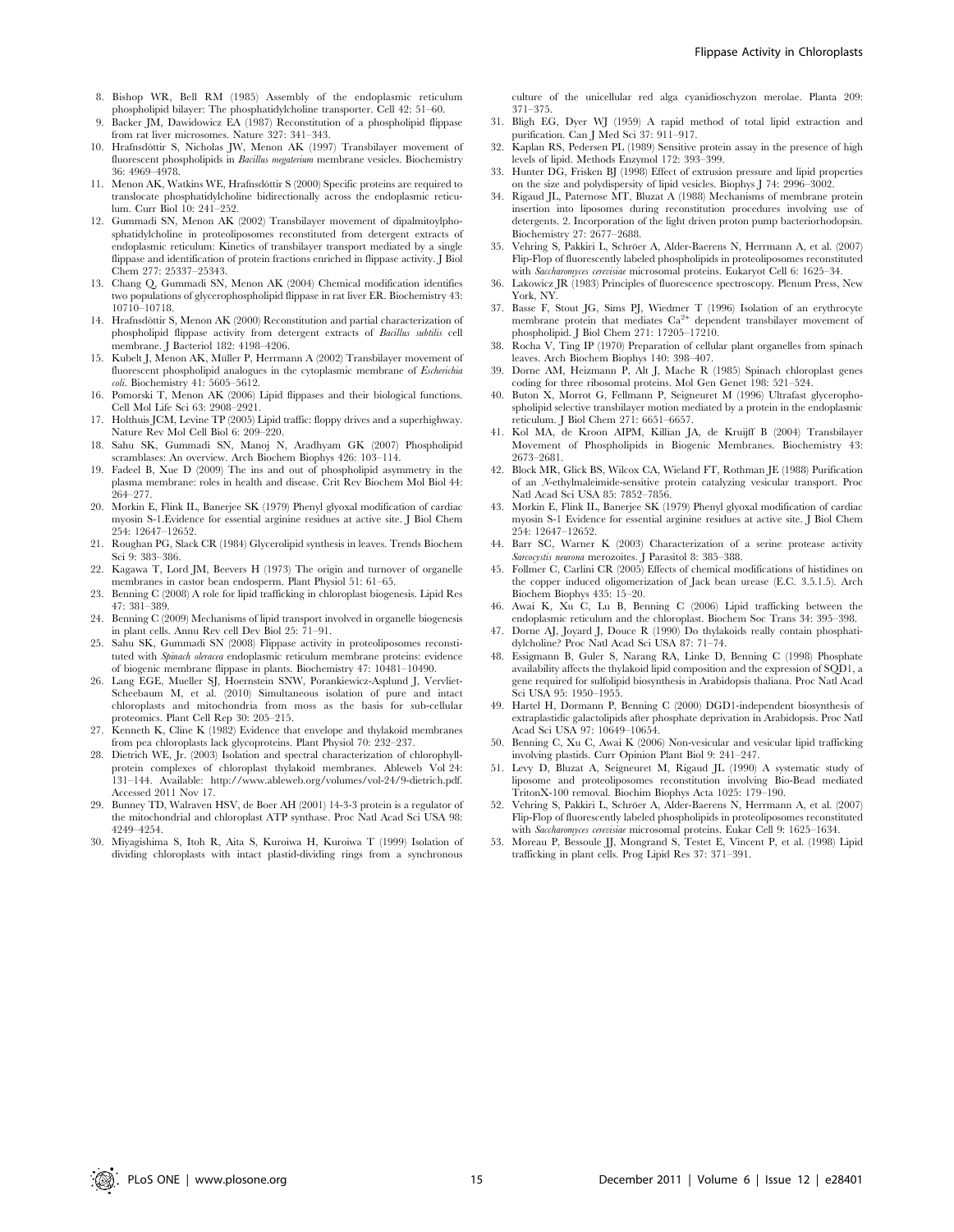8. Bishop WR, Bell RM (1985) Assembly of the endoplasmic reticulum phospholipid bilayer: The phosphatidylcholine transporter. Cell 42: 51–60.
9. Backer JM, Dawidowicz EA (1987) Reconstitution of a phospholipid flippase from rat liver microsomes. Nature 327: 341–343.
10. Hrafnsdóttir S, Nicholas JW, Menon AK (1997) Transbilayer movement of fluorescent phospholipids in *Bacillus megaterium* membrane vesicles. Biochemistry 36: 4969–4978.
11. Menon AK, Watkins WE, Hrafnsdóttir S (2000) Specific proteins are required to translocate phosphatidylcholine bidirectionally across the endoplasmic reticulum. Curr Biol 10: 241–252.
12. Gummadi SN, Menon AK (2002) Transbilayer movement of dipalmitoylphosphatidylcholine in proteoliposomes reconstituted from detergent extracts of endoplasmic reticulum: Kinetics of transbilayer transport mediated by a single flippase and identification of protein fractions enriched in flippase activity. J Biol Chem 277: 25337–25343.
13. Chang Q, Gummadi SN, Menon AK (2004) Chemical modification identifies two populations of glycerophospholipid flippase in rat liver ER. Biochemistry 43: 10710–10718.
14. Hrafnsdóttir S, Menon AK (2000) Reconstitution and partial characterization of phospholipid flippase activity from detergent extracts of *Bacillus subtilis* cell membrane. J Bacteriol 182: 4198–4206.
15. Kubelt J, Menon AK, Müller P, Herrmann A (2002) Transbilayer movement of fluorescent phospholipid analogues in the cytoplasmic membrane of *Escherichia coli*. Biochemistry 41: 5605–5612.
16. Pomorski T, Menon AK (2006) Lipid flippases and their biological functions. Cell Mol Life Sci 63: 2908–2921.
17. Holthuis JCM, Levine TP (2005) Lipid traffic: floppy drives and a superhighway. Nature Rev Mol Cell Biol 6: 209–220.
18. Sahu SK, Gummadi SN, Manoj N, Aradhyam GK (2007) Phospholipid scramblases: An overview. Arch Biochem Biophys 426: 103–114.
19. Fadeel B, Xue D (2009) The ins and out of phospholipid asymmetry in the plasma membrane: roles in health and disease. Crit Rev Biochem Mol Biol 44: 264–277.
20. Morkin E, Flink IL, Banerjee SK (1979) Phenyl glyoxal modification of cardiac myosin S-1.Evidence for essential arginine residues at active site. J Biol Chem 254: 12647–12652.
21. Roughan PG, Slack CR (1984) Glycerolipid synthesis in leaves. Trends Biochem Sci 9: 383–386.
22. Kagawa T, Lord JM, Beevers H (1973) The origin and turnover of organelle membranes in castor bean endosperm. Plant Physiol 51: 61–65.
23. Benning C (2008) A role for lipid trafficking in chloroplast biogenesis. Lipid Res 47: 381–389.
24. Benning C (2009) Mechanisms of lipid transport involved in organelle biogenesis in plant cells. Annu Rev cell Dev Biol 25: 71–91.
25. Sahu SK, Gummadi SN (2008) Flippase activity in proteoliposomes reconstituted with *Spinach oleracea* endoplasmic reticulum membrane proteins: evidence of biogenic membrane flippase in plants. Biochemistry 47: 10481–10490.
26. Lang EGE, Mueller SJ, Hoernstein SNW, Porankiewicz-Asplund J, Vervliet-Scheebaum M, et al. (2010) Simultaneous isolation of pure and intact chloroplasts and mitochondria from moss as the basis for sub-cellular proteomics. Plant Cell Rep 30: 205–215.
27. Kenneth K, Cline K (1982) Evidence that envelope and thylakoid membranes from pea chloroplasts lack glycoproteins. Plant Physiol 70: 232–237.
28. Dietrich WE, Jr. (2003) Isolation and spectral characterization of chlorophyll-protein complexes of chloroplast thylakoid membranes. Ableweb Vol 24: 131–144. Available: http://www.ableweb.org/volumes/vol-24/9-dietrich.pdf. Accessed 2011 Nov 17.
29. Bunney TD, Walraven HSV, de Boer AH (2001) 14-3-3 protein is a regulator of the mitochondrial and chloroplast ATP synthase. Proc Natl Acad Sci USA 98: 4249–4254.
30. Miyagishima S, Itoh R, Aita S, Kuroiwa H, Kuroiwa T (1999) Isolation of dividing chloroplasts with intact plastid-dividing rings from a synchronous culture of the unicellular red alga cyanidioschyzon merolae. Planta 209: 371–375.
31. Bligh EG, Dyer WJ (1959) A rapid method of total lipid extraction and purification. Can J Med Sci 37: 911–917.
32. Kaplan RS, Pedersen PL (1989) Sensitive protein assay in the presence of high levels of lipid. Methods Enzymol 172: 393–399.
33. Hunter DG, Frisken BJ (1998) Effect of extrusion pressure and lipid properties on the size and polydispersity of lipid vesicles. Biophys J 74: 2996–3002.
34. Rigaud JL, Paternose MT, Bluzat A (1988) Mechanisms of membrane protein insertion into liposomes during reconstitution procedures involving use of detergents. 2. Incorporation of the light driven proton pump bacteriorhodopsin. Biochemistry 27: 2677–2688.
35. Vehring S, Pakkiri L, Schröer A, Alder-Baerens N, Herrmann A, et al. (2007) Flip-Flop of fluorescently labeled phospholipids in proteoliposomes reconstituted with *Saccharomyces cerevisiae* microsomal proteins. Eukaryot Cell 6: 1625–34.
36. Lakowicz JR (1983) Principles of fluorescence spectroscopy. Plenum Press, New York, NY.
37. Basse F, Stout JG, Sims PJ, Wiedmer T (1996) Isolation of an erythrocyte membrane protein that mediates $Ca^{2+}$ dependent transbilayer movement of phospholipid. J Biol Chem 271: 17205–17210.
38. Rocha V, Ting IP (1970) Preparation of cellular plant organelles from spinach leaves. Arch Biochem Biophys 140: 398–407.
39. Dorne AM, Heizmann P, Alt J, Mache R (1985) Spinach chloroplast genes coding for three ribosomal proteins. Mol Gen Genet 198: 521–524.
40. Buton X, Morrot G, Fellmann P, Seigneuret M (1996) Ultrafast glycerophospholipid selective transbilayer motion mediated by a protein in the endoplasmic reticulum. J Biol Chem 271: 6651–6657.
41. Kol MA, de Kroon AIPM, Killian JA, de Kruijff B (2004) Transbilayer Movement of Phospholipids in Biogenic Membranes. Biochemistry 43: 2673–2681.
42. Block MR, Glick BS, Wilcox CA, Wieland FT, Rothman JE (1988) Purification of an *N*-ethylmaleimide-sensitive protein catalyzing vesicular transport. Proc Natl Acad Sci USA 85: 7852–7856.
43. Morkin E, Flink IL, Banerjee SK (1979) Phenyl glyoxal modification of cardiac myosin S-1 Evidence for essential arginine residues at active site. J Biol Chem 254: 12647–12652.
44. Barr SC, Warner K (2003) Characterization of a serine protease activity *Sarcocystis neurona* merozoites. J Parasitol 8: 385–388.
45. Follmer C, Carlini CR (2005) Effects of chemical modifications of histidines on the copper induced oligomerization of Jack bean urease (E.C. 3.5.1.5). Arch Biochem Biophys 435: 15–20.
46. Awai K, Xu C, Lu B, Benning C (2006) Lipid trafficking between the endoplasmic reticulum and the chloroplast. Biochem Soc Trans 34: 395–398.
47. Dorne AJ, Joyard J, Douce R (1990) Do thylakoids really contain phosphatidylcholine? Proc Natl Acad Sci USA 87: 71–74.
48. Essigmann B, Guler S, Narang RA, Linke D, Benning C (1998) Phosphate availability affects the thylakoid lipid composition and the expression of SQD1, a gene required for sulfolipid biosynthesis in Arabidopsis thaliana. Proc Natl Acad Sci USA 95: 1950–1955.
49. Hartel H, Dormann P, Benning C (2000) DGD1-independent biosynthesis of extraplastidic galactolipids after phosphate deprivation in Arabidopsis. Proc Natl Acad Sci USA 97: 10649–10654.
50. Benning C, Xu C, Awai K (2006) Non-vesicular and vesicular lipid trafficking involving plastids. Curr Opinion Plant Biol 9: 241–247.
51. Levy D, Bluzat A, Seigneuret M, Rigaud JL (1990) A systematic study of liposome and proteoliposomes reconstitution involving Bio-Bead mediated TritonX-100 removal. Biochim Biophys Acta 1025: 179–190.
52. Vehring S, Pakkiri L, Schröer A, Alder-Baerens N, Herrmann A, et al. (2007) Flip-Flop of fluorescently labeled phospholipids in proteoliposomes reconstituted with *Saccharomyces cerevisiae* microsomal proteins. Eukar Cell 9: 1625–1634.
53. Moreau P, Bessoule JJ, Mongrand S, Testet E, Vincent P, et al. (1998) Lipid trafficking in plant cells. Prog Lipid Res 37: 371–391.